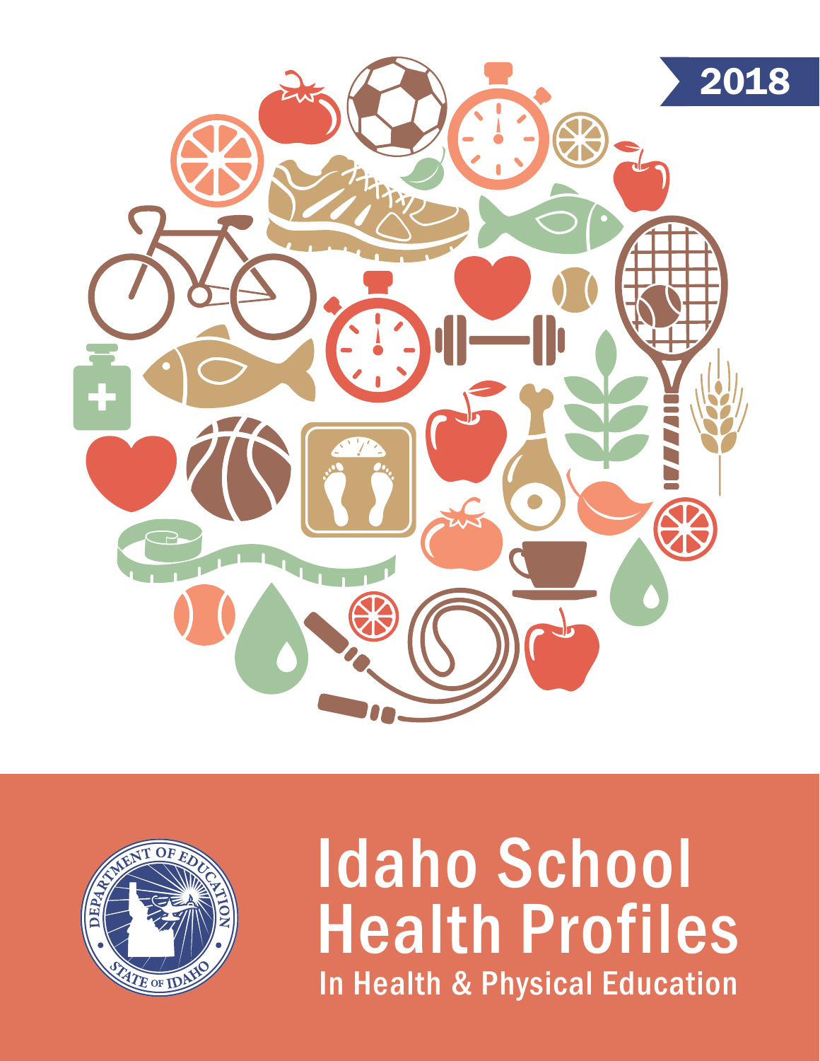2018

# Idaho School Health Profiles

## In Health & Physical Education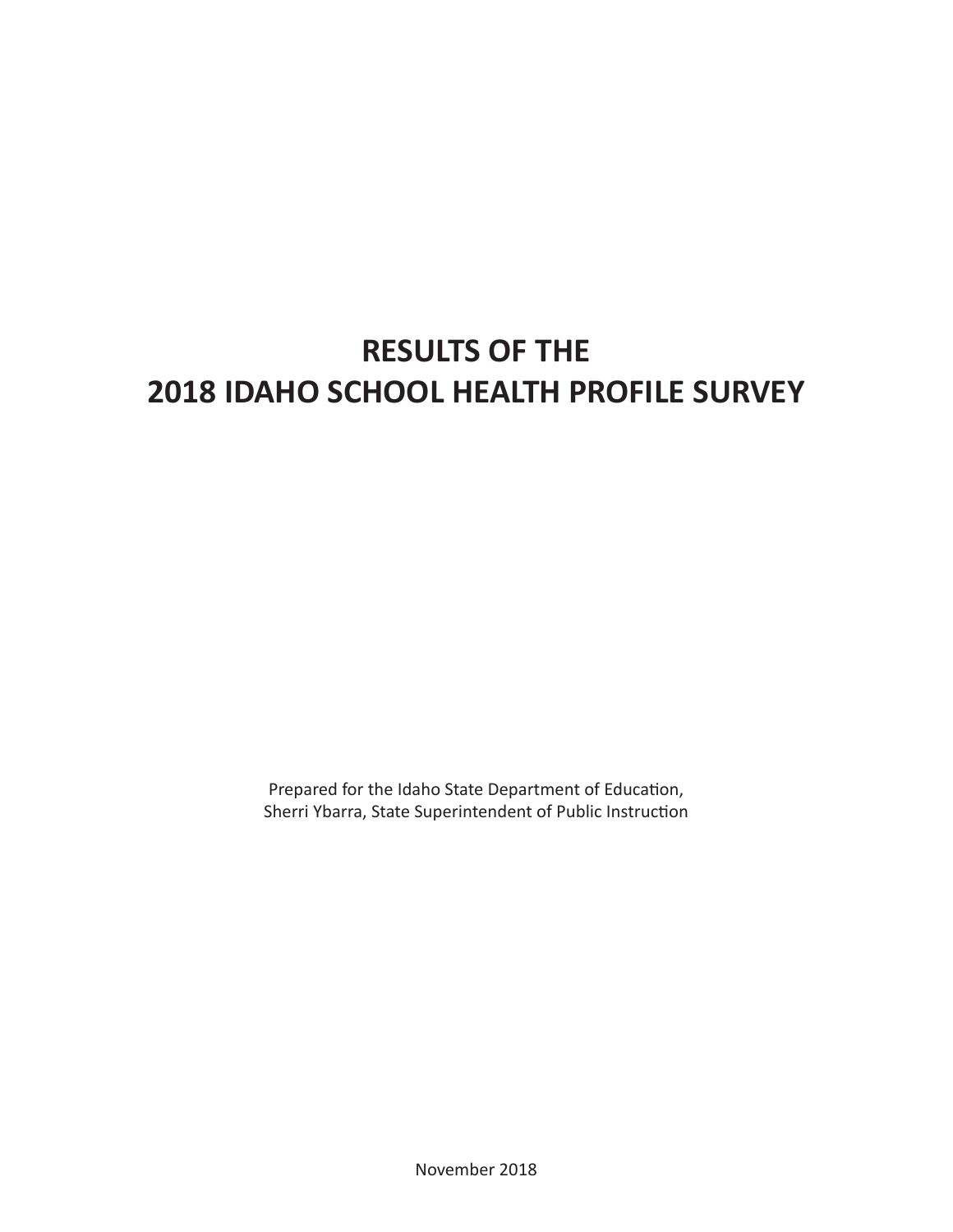# RESULTS OF THE
# 2018 IDAHO SCHOOL HEALTH PROFILE SURVEY

Prepared for the Idaho State Department of Education,
Sherri Ybarra, State Superintendent of Public Instruction

November 2018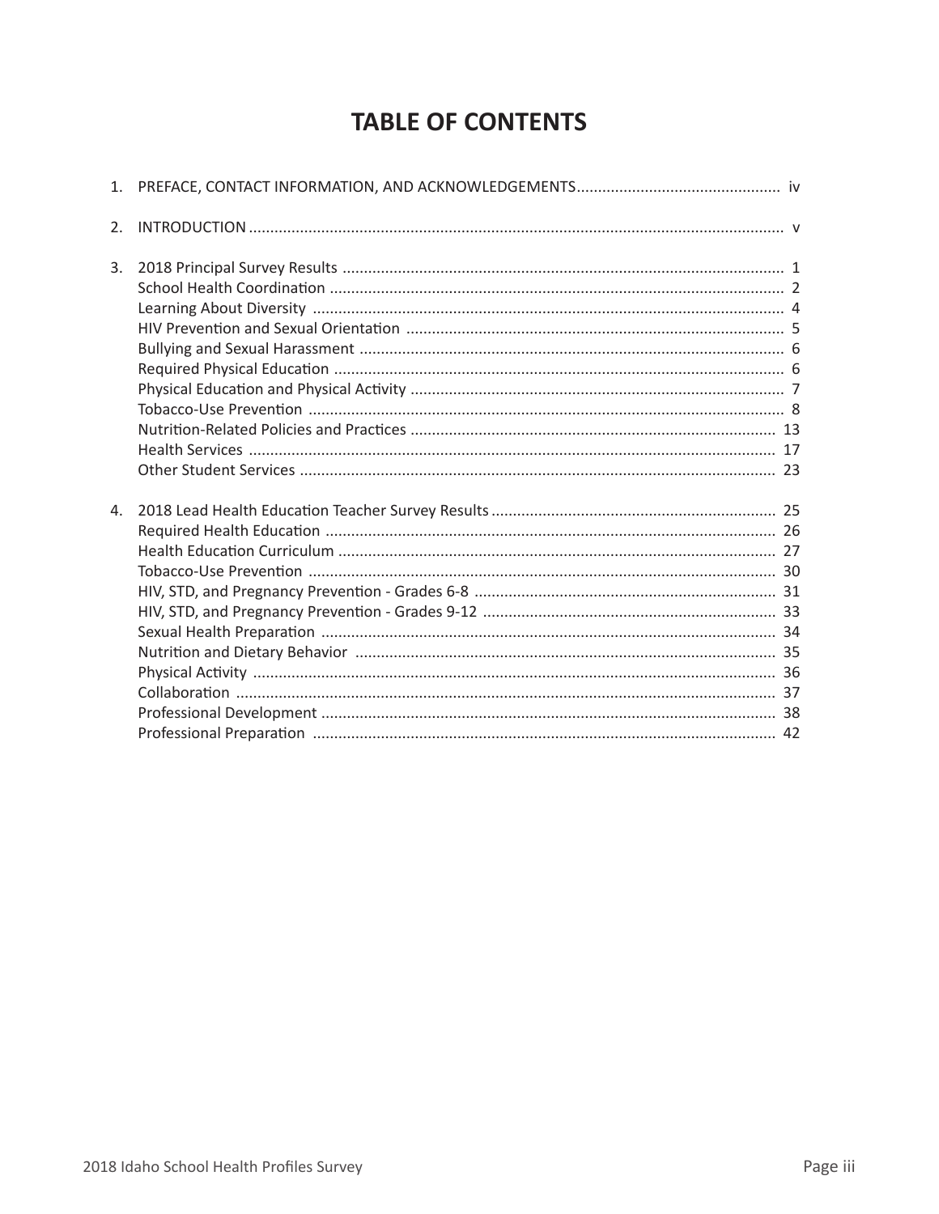# TABLE OF CONTENTS

1. PREFACE, CONTACT INFORMATION, AND ACKNOWLEDGEMENTS ........ iv

2. INTRODUCTION ........ v

3. 2018 Principal Survey Results ........ 1
   - School Health Coordination ........ 2
   - Learning About Diversity ........ 4
   - HIV Prevention and Sexual Orientation ........ 5
   - Bullying and Sexual Harassment ........ 6
   - Required Physical Education ........ 6
   - Physical Education and Physical Activity ........ 7
   - Tobacco-Use Prevention ........ 8
   - Nutrition-Related Policies and Practices ........ 13
   - Health Services ........ 17
   - Other Student Services ........ 23

4. 2018 Lead Health Education Teacher Survey Results ........ 25
   - Required Health Education ........ 26
   - Health Education Curriculum ........ 27
   - Tobacco-Use Prevention ........ 30
   - HIV, STD, and Pregnancy Prevention - Grades 6-8 ........ 31
   - HIV, STD, and Pregnancy Prevention - Grades 9-12 ........ 33
   - Sexual Health Preparation ........ 34
   - Nutrition and Dietary Behavior ........ 35
   - Physical Activity ........ 36
   - Collaboration ........ 37
   - Professional Development ........ 38
   - Professional Preparation ........ 42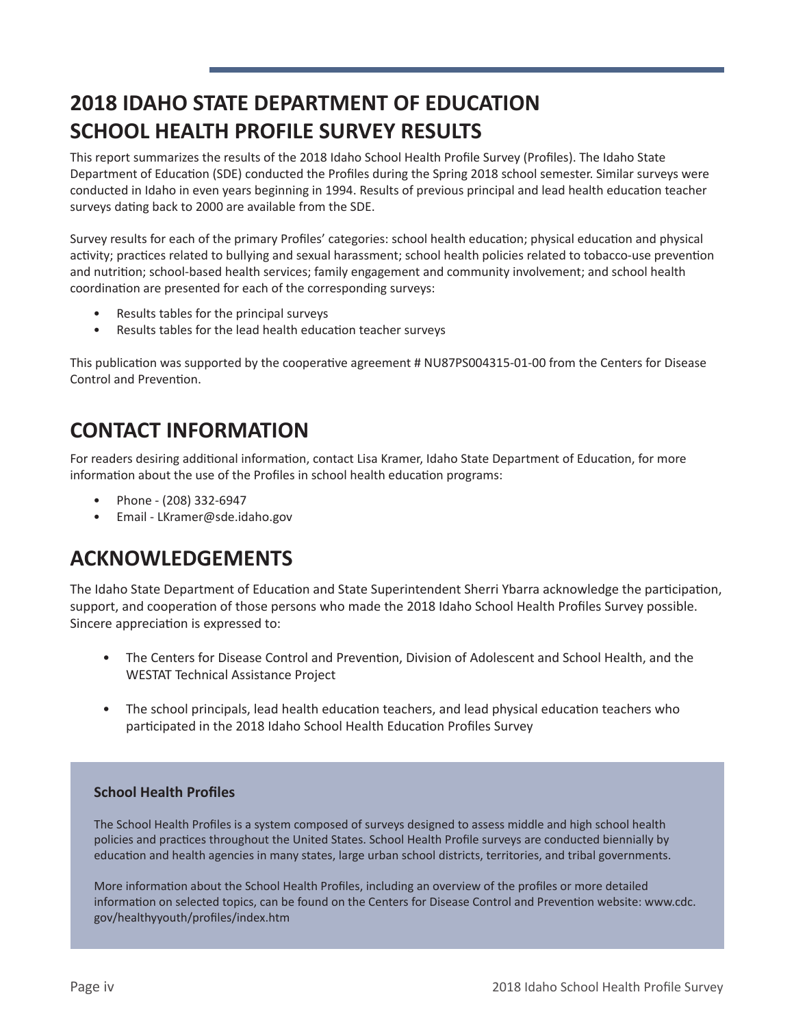# 2018 IDAHO STATE DEPARTMENT OF EDUCATION SCHOOL HEALTH PROFILE SURVEY RESULTS

This report summarizes the results of the 2018 Idaho School Health Profile Survey (Profiles). The Idaho State Department of Education (SDE) conducted the Profiles during the Spring 2018 school semester. Similar surveys were conducted in Idaho in even years beginning in 1994. Results of previous principal and lead health education teacher surveys dating back to 2000 are available from the SDE.

Survey results for each of the primary Profiles' categories: school health education; physical education and physical activity; practices related to bullying and sexual harassment; school health policies related to tobacco-use prevention and nutrition; school-based health services; family engagement and community involvement; and school health coordination are presented for each of the corresponding surveys:

- Results tables for the principal surveys
- Results tables for the lead health education teacher surveys

This publication was supported by the cooperative agreement # NU87PS004315-01-00 from the Centers for Disease Control and Prevention.

## CONTACT INFORMATION

For readers desiring additional information, contact Lisa Kramer, Idaho State Department of Education, for more information about the use of the Profiles in school health education programs:

- Phone - (208) 332-6947
- Email - LKramer@sde.idaho.gov

## ACKNOWLEDGEMENTS

The Idaho State Department of Education and State Superintendent Sherri Ybarra acknowledge the participation, support, and cooperation of those persons who made the 2018 Idaho School Health Profiles Survey possible. Sincere appreciation is expressed to:

- The Centers for Disease Control and Prevention, Division of Adolescent and School Health, and the WESTAT Technical Assistance Project
- The school principals, lead health education teachers, and lead physical education teachers who participated in the 2018 Idaho School Health Education Profiles Survey

**School Health Profiles**

The School Health Profiles is a system composed of surveys designed to assess middle and high school health policies and practices throughout the United States. School Health Profile surveys are conducted biennially by education and health agencies in many states, large urban school districts, territories, and tribal governments.

More information about the School Health Profiles, including an overview of the profiles or more detailed information on selected topics, can be found on the Centers for Disease Control and Prevention website: www.cdc.gov/healthyyouth/profiles/index.htm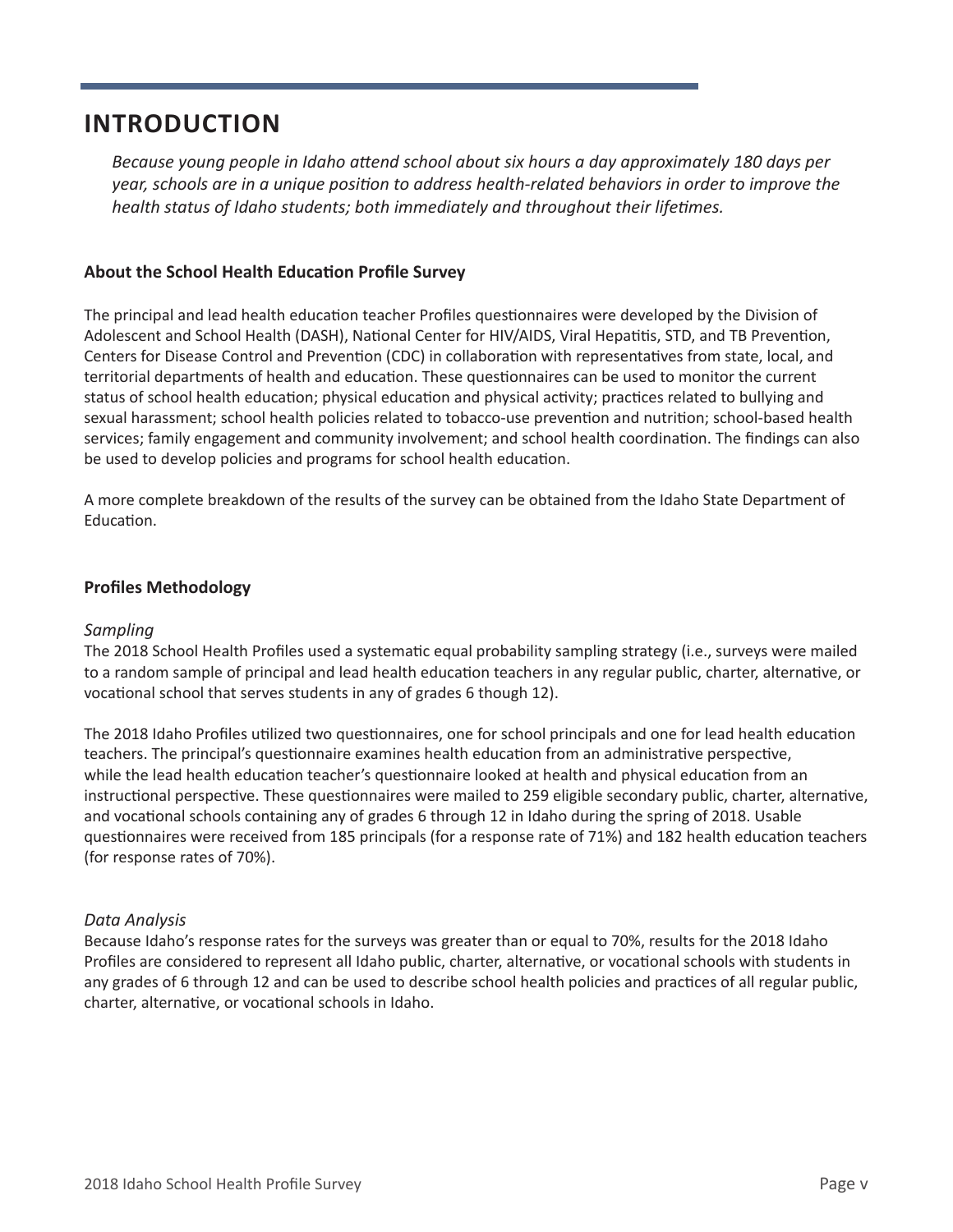# INTRODUCTION

*Because young people in Idaho attend school about six hours a day approximately 180 days per year, schools are in a unique position to address health-related behaviors in order to improve the health status of Idaho students; both immediately and throughout their lifetimes.*

### About the School Health Education Profile Survey

The principal and lead health education teacher Profiles questionnaires were developed by the Division of Adolescent and School Health (DASH), National Center for HIV/AIDS, Viral Hepatitis, STD, and TB Prevention, Centers for Disease Control and Prevention (CDC) in collaboration with representatives from state, local, and territorial departments of health and education. These questionnaires can be used to monitor the current status of school health education; physical education and physical activity; practices related to bullying and sexual harassment; school health policies related to tobacco-use prevention and nutrition; school-based health services; family engagement and community involvement; and school health coordination. The findings can also be used to develop policies and programs for school health education.

A more complete breakdown of the results of the survey can be obtained from the Idaho State Department of Education.

### Profiles Methodology

*Sampling*

The 2018 School Health Profiles used a systematic equal probability sampling strategy (i.e., surveys were mailed to a random sample of principal and lead health education teachers in any regular public, charter, alternative, or vocational school that serves students in any of grades 6 though 12).

The 2018 Idaho Profiles utilized two questionnaires, one for school principals and one for lead health education teachers. The principal's questionnaire examines health education from an administrative perspective, while the lead health education teacher's questionnaire looked at health and physical education from an instructional perspective. These questionnaires were mailed to 259 eligible secondary public, charter, alternative, and vocational schools containing any of grades 6 through 12 in Idaho during the spring of 2018. Usable questionnaires were received from 185 principals (for a response rate of 71%) and 182 health education teachers (for response rates of 70%).

*Data Analysis*

Because Idaho's response rates for the surveys was greater than or equal to 70%, results for the 2018 Idaho Profiles are considered to represent all Idaho public, charter, alternative, or vocational schools with students in any grades of 6 through 12 and can be used to describe school health policies and practices of all regular public, charter, alternative, or vocational schools in Idaho.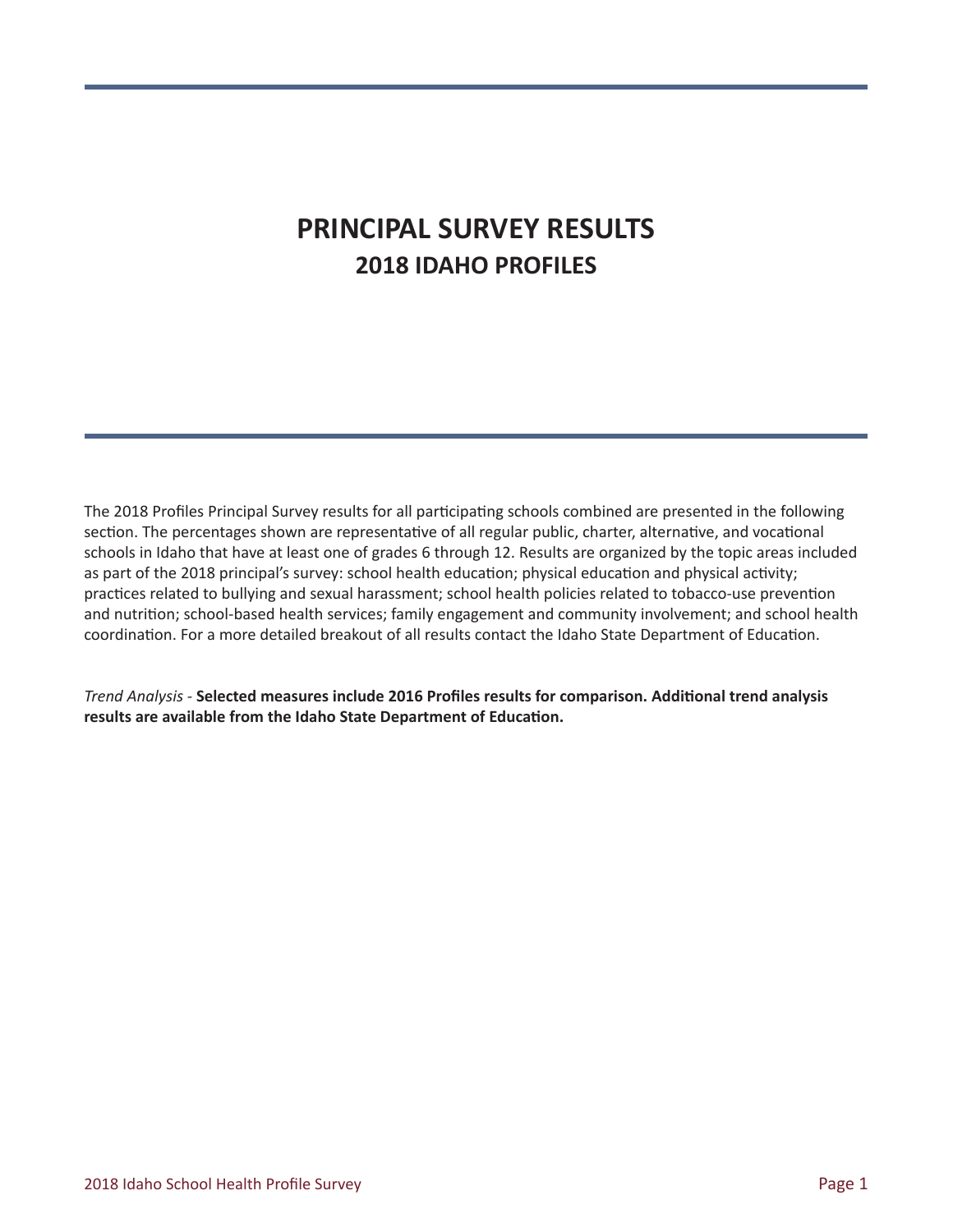# PRINCIPAL SURVEY RESULTS

## 2018 IDAHO PROFILES

The 2018 Profiles Principal Survey results for all participating schools combined are presented in the following section. The percentages shown are representative of all regular public, charter, alternative, and vocational schools in Idaho that have at least one of grades 6 through 12. Results are organized by the topic areas included as part of the 2018 principal's survey: school health education; physical education and physical activity; practices related to bullying and sexual harassment; school health policies related to tobacco-use prevention and nutrition; school-based health services; family engagement and community involvement; and school health coordination. For a more detailed breakout of all results contact the Idaho State Department of Education.

*Trend Analysis* - **Selected measures include 2016 Profiles results for comparison. Additional trend analysis results are available from the Idaho State Department of Education.**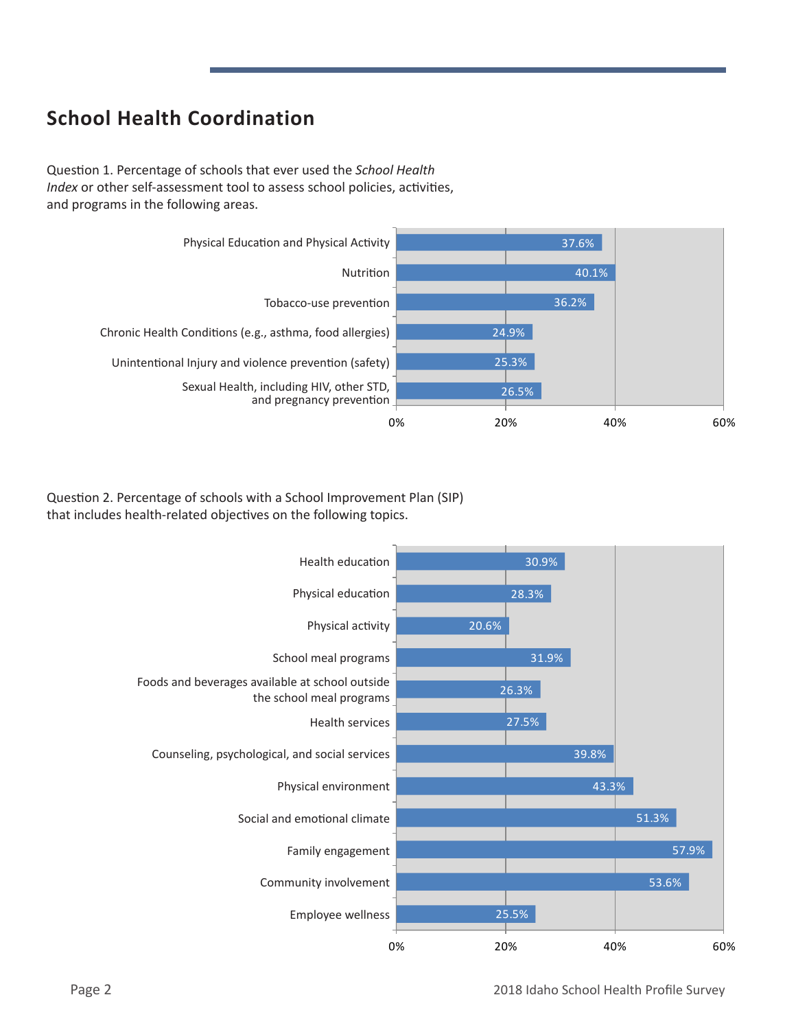## School Health Coordination

Question 1. Percentage of schools that ever used the *School Health Index* or other self-assessment tool to assess school policies, activities, and programs in the following areas.

| Area | Percentage |
|---|---|
| Physical Education and Physical Activity | 37.6% |
| Nutrition | 40.1% |
| Tobacco-use prevention | 36.2% |
| Chronic Health Conditions (e.g., asthma, food allergies) | 24.9% |
| Unintentional Injury and violence prevention (safety) | 25.3% |
| Sexual Health, including HIV, other STD, and pregnancy prevention | 26.5% |

Question 2. Percentage of schools with a School Improvement Plan (SIP) that includes health-related objectives on the following topics.

| Topic | Percentage |
|---|---|
| Health education | 30.9% |
| Physical education | 28.3% |
| Physical activity | 20.6% |
| School meal programs | 31.9% |
| Foods and beverages available at school outside the school meal programs | 26.3% |
| Health services | 27.5% |
| Counseling, psychological, and social services | 39.8% |
| Physical environment | 43.3% |
| Social and emotional climate | 51.3% |
| Family engagement | 57.9% |
| Community involvement | 53.6% |
| Employee wellness | 25.5% |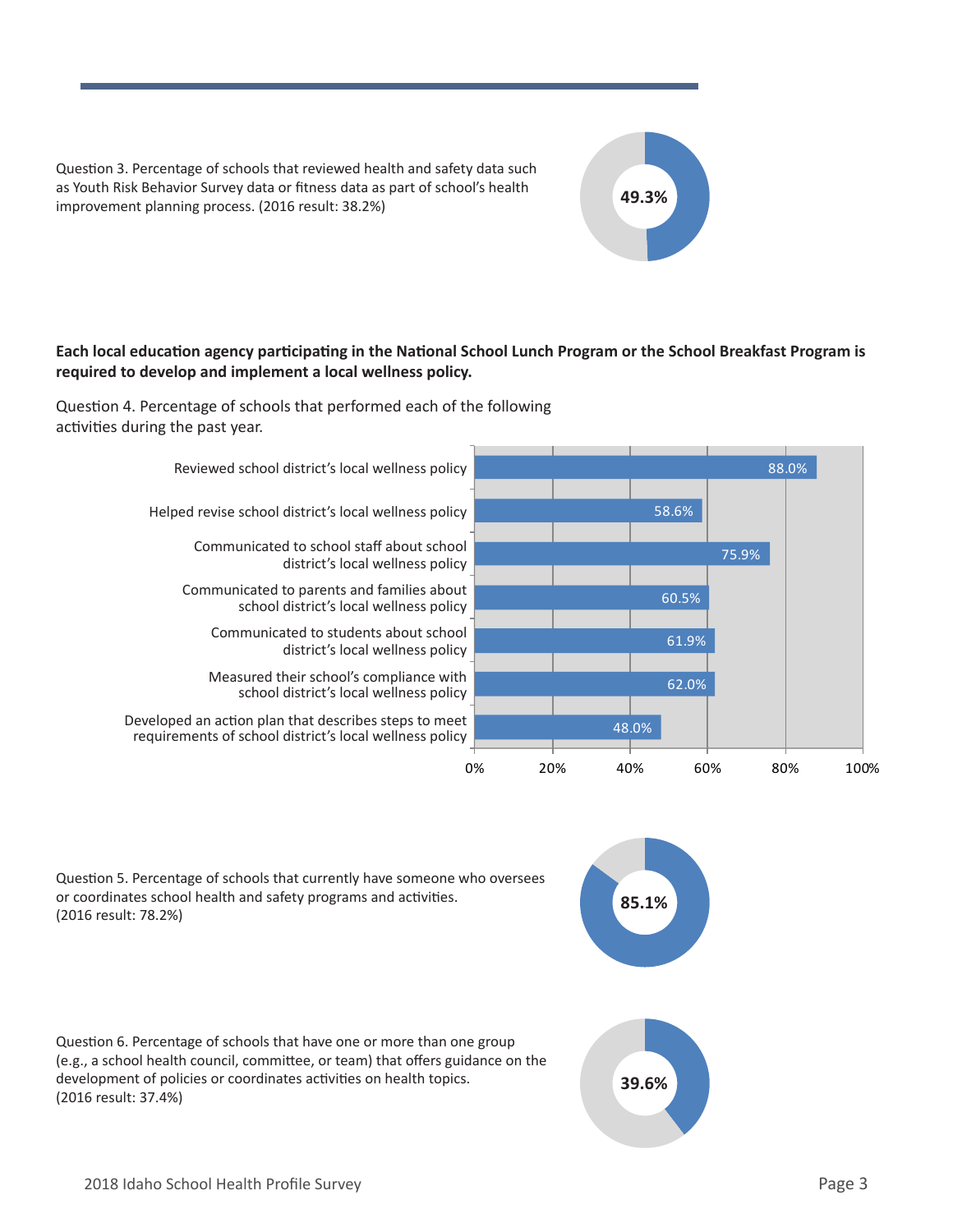Question 3. Percentage of schools that reviewed health and safety data such as Youth Risk Behavior Survey data or fitness data as part of school's health improvement planning process. (2016 result: 38.2%)

49.3%

**Each local education agency participating in the National School Lunch Program or the School Breakfast Program is required to develop and implement a local wellness policy.**

Question 4. Percentage of schools that performed each of the following activities during the past year.

| Activity | Percentage |
|---|---|
| Reviewed school district's local wellness policy | 88.0% |
| Helped revise school district's local wellness policy | 58.6% |
| Communicated to school staff about school district's local wellness policy | 75.9% |
| Communicated to parents and families about school district's local wellness policy | 60.5% |
| Communicated to students about school district's local wellness policy | 61.9% |
| Measured their school's compliance with school district's local wellness policy | 62.0% |
| Developed an action plan that describes steps to meet requirements of school district's local wellness policy | 48.0% |

Question 5. Percentage of schools that currently have someone who oversees or coordinates school health and safety programs and activities. (2016 result: 78.2%)

85.1%

Question 6. Percentage of schools that have one or more than one group (e.g., a school health council, committee, or team) that offers guidance on the development of policies or coordinates activities on health topics. (2016 result: 37.4%)

39.6%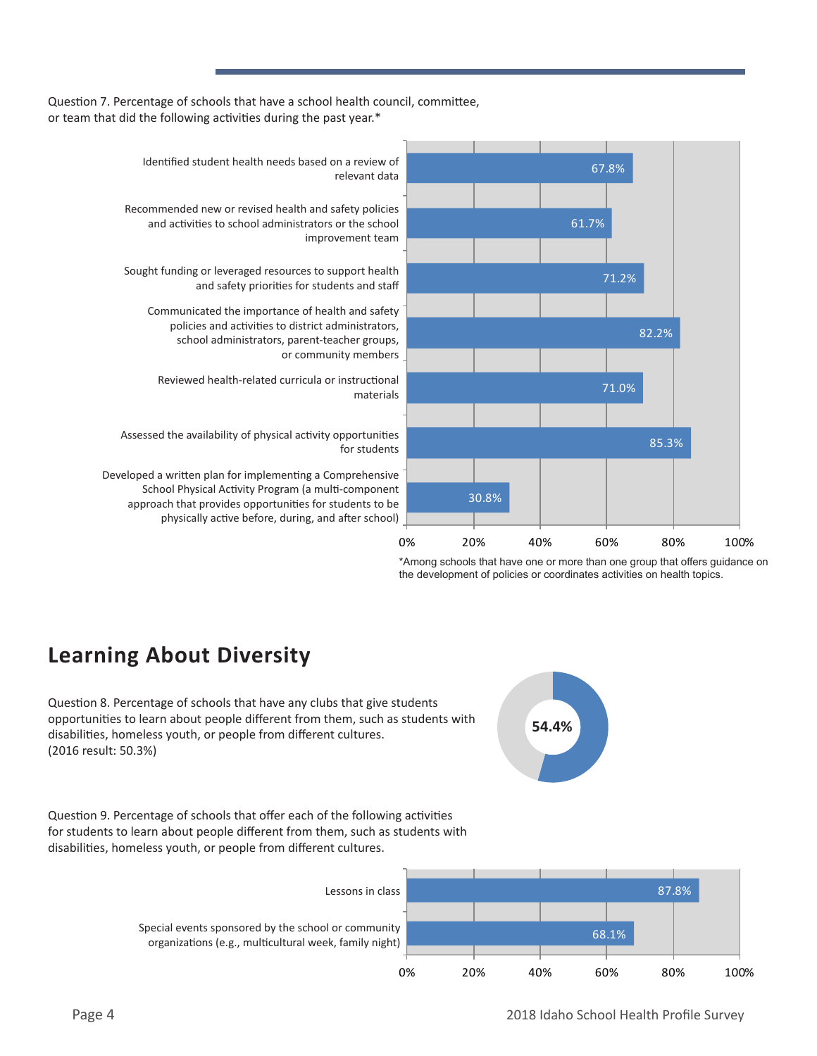Question 7. Percentage of schools that have a school health council, committee, or team that did the following activities during the past year.*

| Activity | Percentage |
| --- | --- |
| Identified student health needs based on a review of relevant data | 67.8% |
| Recommended new or revised health and safety policies and activities to school administrators or the school improvement team | 61.7% |
| Sought funding or leveraged resources to support health and safety priorities for students and staff | 71.2% |
| Communicated the importance of health and safety policies and activities to district administrators, school administrators, parent-teacher groups, or community members | 82.2% |
| Reviewed health-related curricula or instructional materials | 71.0% |
| Assessed the availability of physical activity opportunities for students | 85.3% |
| Developed a written plan for implementing a Comprehensive School Physical Activity Program (a multi-component approach that provides opportunities for students to be physically active before, during, and after school) | 30.8% |

*Among schools that have one or more than one group that offers guidance on the development of policies or coordinates activities on health topics.

## Learning About Diversity

Question 8. Percentage of schools that have any clubs that give students opportunities to learn about people different from them, such as students with disabilities, homeless youth, or people from different cultures. (2016 result: 50.3%)

**54.4%**

Question 9. Percentage of schools that offer each of the following activities for students to learn about people different from them, such as students with disabilities, homeless youth, or people from different cultures.

| Activity | Percentage |
| --- | --- |
| Lessons in class | 87.8% |
| Special events sponsored by the school or community organizations (e.g., multicultural week, family night) | 68.1% |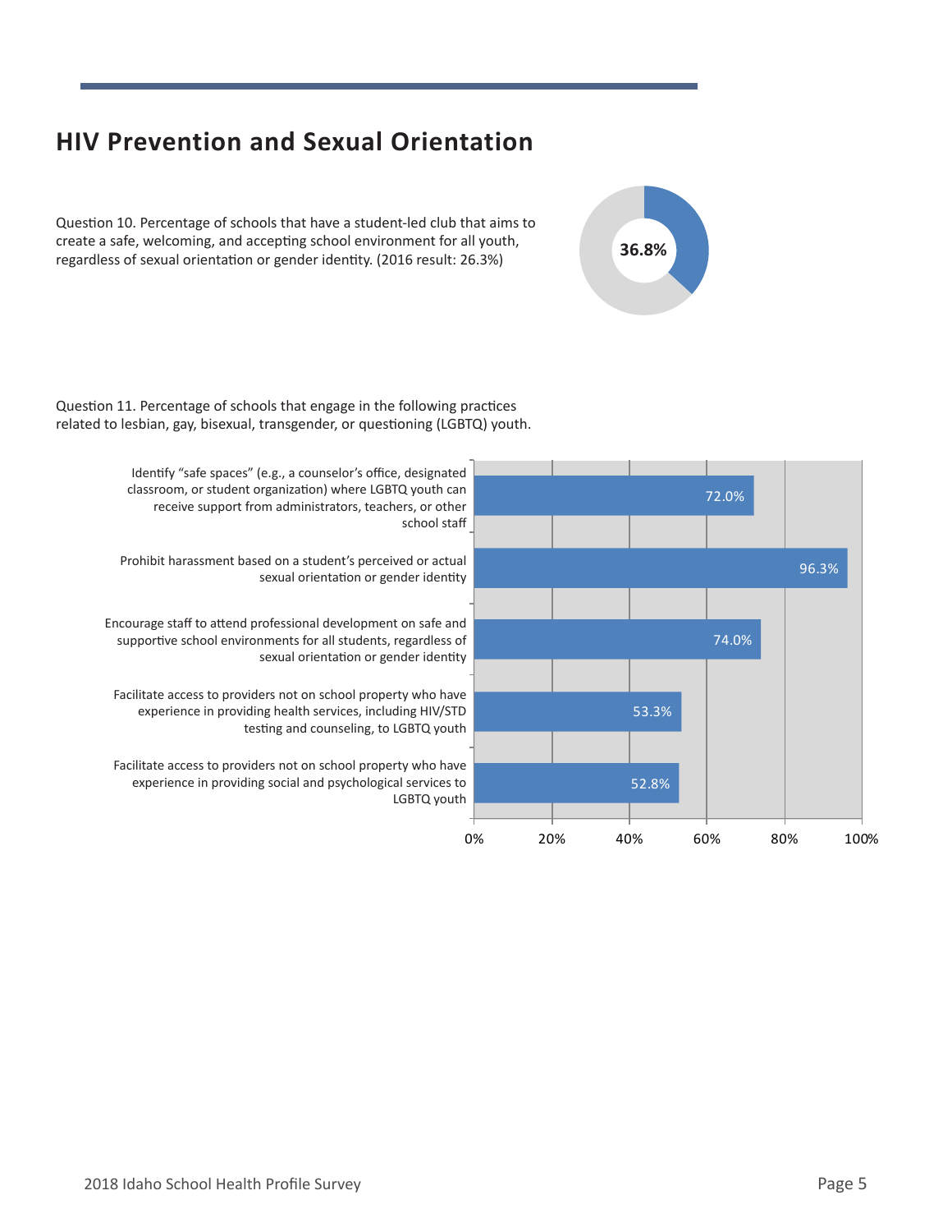## HIV Prevention and Sexual Orientation

Question 10. Percentage of schools that have a student-led club that aims to create a safe, welcoming, and accepting school environment for all youth, regardless of sexual orientation or gender identity. (2016 result: 26.3%)

36.8%

Question 11. Percentage of schools that engage in the following practices related to lesbian, gay, bisexual, transgender, or questioning (LGBTQ) youth.

| Practice | Percentage |
| --- | --- |
| Identify "safe spaces" (e.g., a counselor's office, designated classroom, or student organization) where LGBTQ youth can receive support from administrators, teachers, or other school staff | 72.0% |
| Prohibit harassment based on a student's perceived or actual sexual orientation or gender identity | 96.3% |
| Encourage staff to attend professional development on safe and supportive school environments for all students, regardless of sexual orientation or gender identity | 74.0% |
| Facilitate access to providers not on school property who have experience in providing health services, including HIV/STD testing and counseling, to LGBTQ youth | 53.3% |
| Facilitate access to providers not on school property who have experience in providing social and psychological services to LGBTQ youth | 52.8% |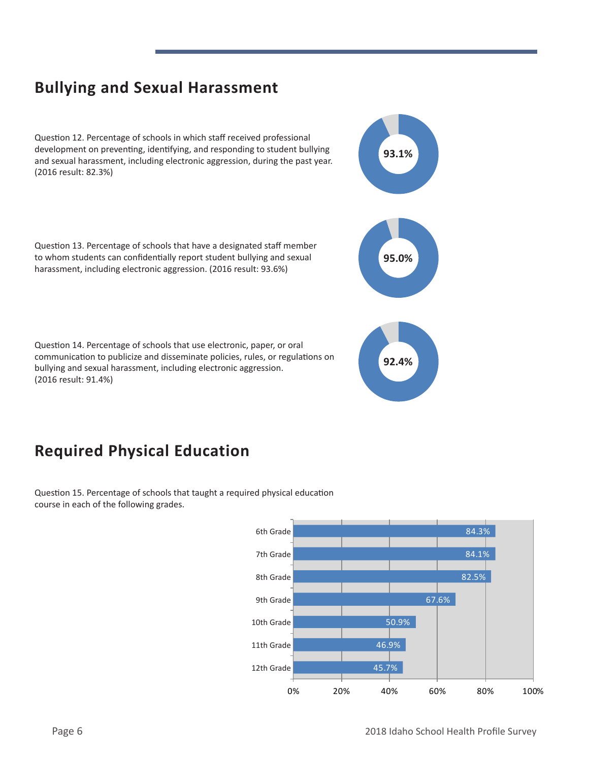## Bullying and Sexual Harassment

Question 12. Percentage of schools in which staff received professional development on preventing, identifying, and responding to student bullying and sexual harassment, including electronic aggression, during the past year. (2016 result: 82.3%)

**93.1%**

Question 13. Percentage of schools that have a designated staff member to whom students can confidentially report student bullying and sexual harassment, including electronic aggression. (2016 result: 93.6%)

**95.0%**

Question 14. Percentage of schools that use electronic, paper, or oral communication to publicize and disseminate policies, rules, or regulations on bullying and sexual harassment, including electronic aggression. (2016 result: 91.4%)

**92.4%**

## Required Physical Education

Question 15. Percentage of schools that taught a required physical education course in each of the following grades.

| Grade | Percentage |
|---|---|
| 6th Grade | 84.3% |
| 7th Grade | 84.1% |
| 8th Grade | 82.5% |
| 9th Grade | 67.6% |
| 10th Grade | 50.9% |
| 11th Grade | 46.9% |
| 12th Grade | 45.7% |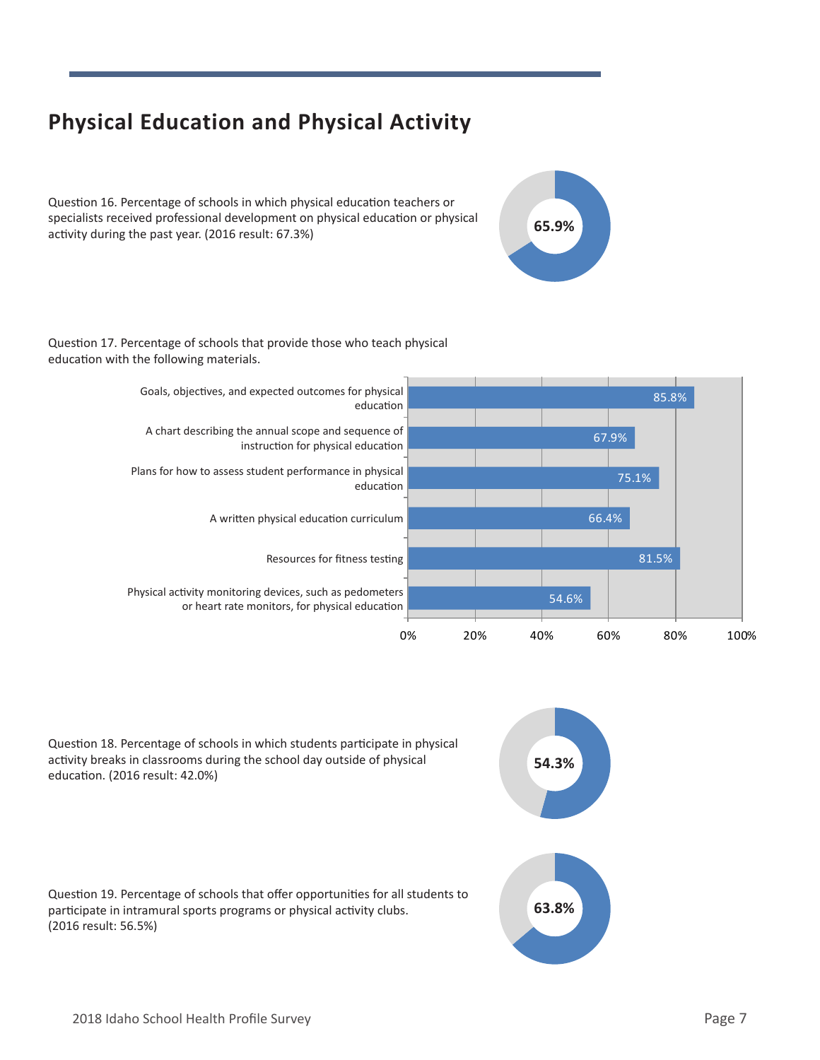# Physical Education and Physical Activity

Question 16. Percentage of schools in which physical education teachers or specialists received professional development on physical education or physical activity during the past year. (2016 result: 67.3%)

**65.9%**

Question 17. Percentage of schools that provide those who teach physical education with the following materials.

| Material | Percentage |
|---|---|
| Goals, objectives, and expected outcomes for physical education | 85.8% |
| A chart describing the annual scope and sequence of instruction for physical education | 67.9% |
| Plans for how to assess student performance in physical education | 75.1% |
| A written physical education curriculum | 66.4% |
| Resources for fitness testing | 81.5% |
| Physical activity monitoring devices, such as pedometers or heart rate monitors, for physical education | 54.6% |

Question 18. Percentage of schools in which students participate in physical activity breaks in classrooms during the school day outside of physical education. (2016 result: 42.0%)

**54.3%**

Question 19. Percentage of schools that offer opportunities for all students to participate in intramural sports programs or physical activity clubs. (2016 result: 56.5%)

**63.8%**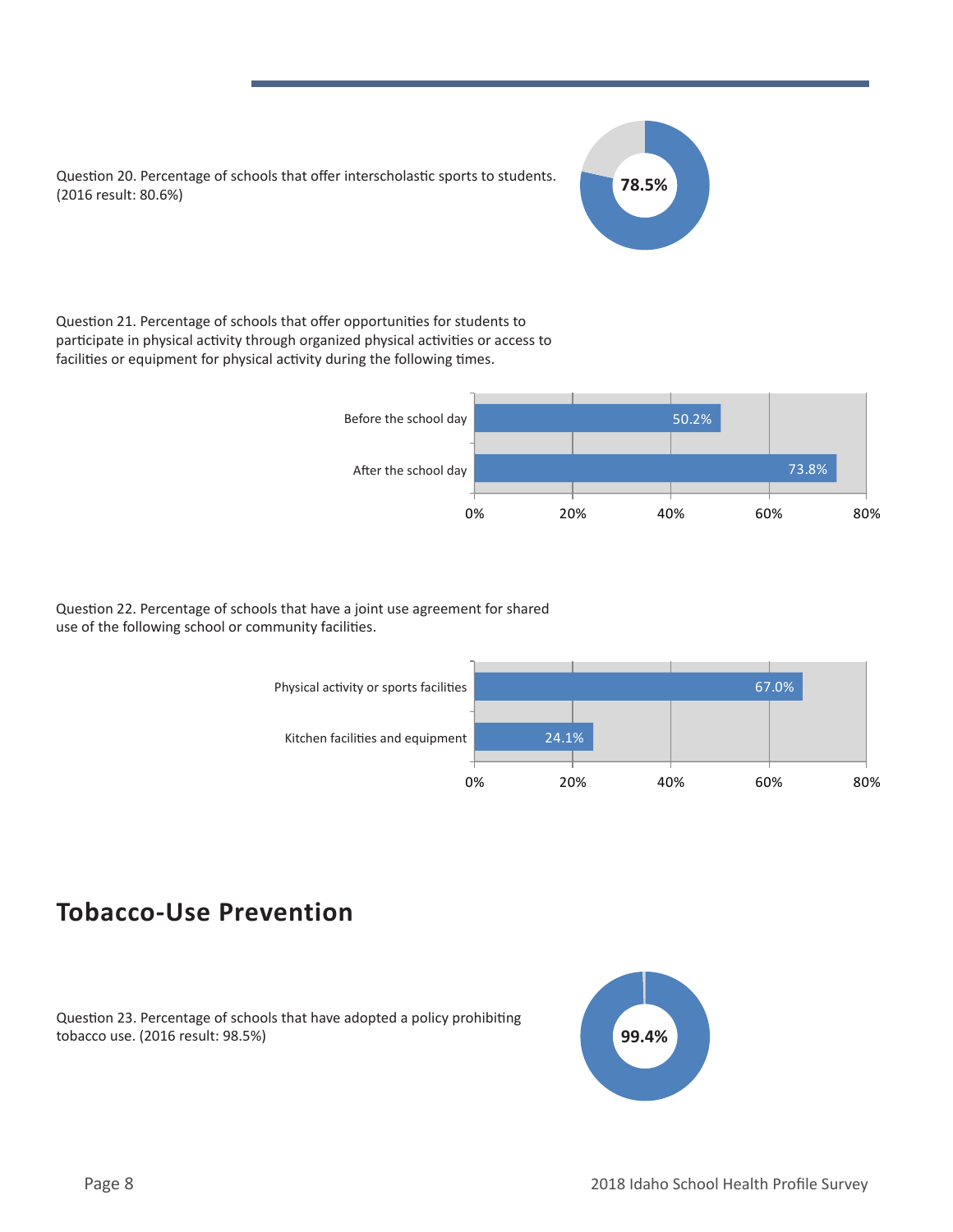Question 20. Percentage of schools that offer interscholastic sports to students. (2016 result: 80.6%)

78.5%

Question 21. Percentage of schools that offer opportunities for students to participate in physical activity through organized physical activities or access to facilities or equipment for physical activity during the following times.

| Time | Percentage |
| --- | --- |
| Before the school day | 50.2% |
| After the school day | 73.8% |

Question 22. Percentage of schools that have a joint use agreement for shared use of the following school or community facilities.

| Facility | Percentage |
| --- | --- |
| Physical activity or sports facilities | 67.0% |
| Kitchen facilities and equipment | 24.1% |

## Tobacco-Use Prevention

Question 23. Percentage of schools that have adopted a policy prohibiting tobacco use. (2016 result: 98.5%)

99.4%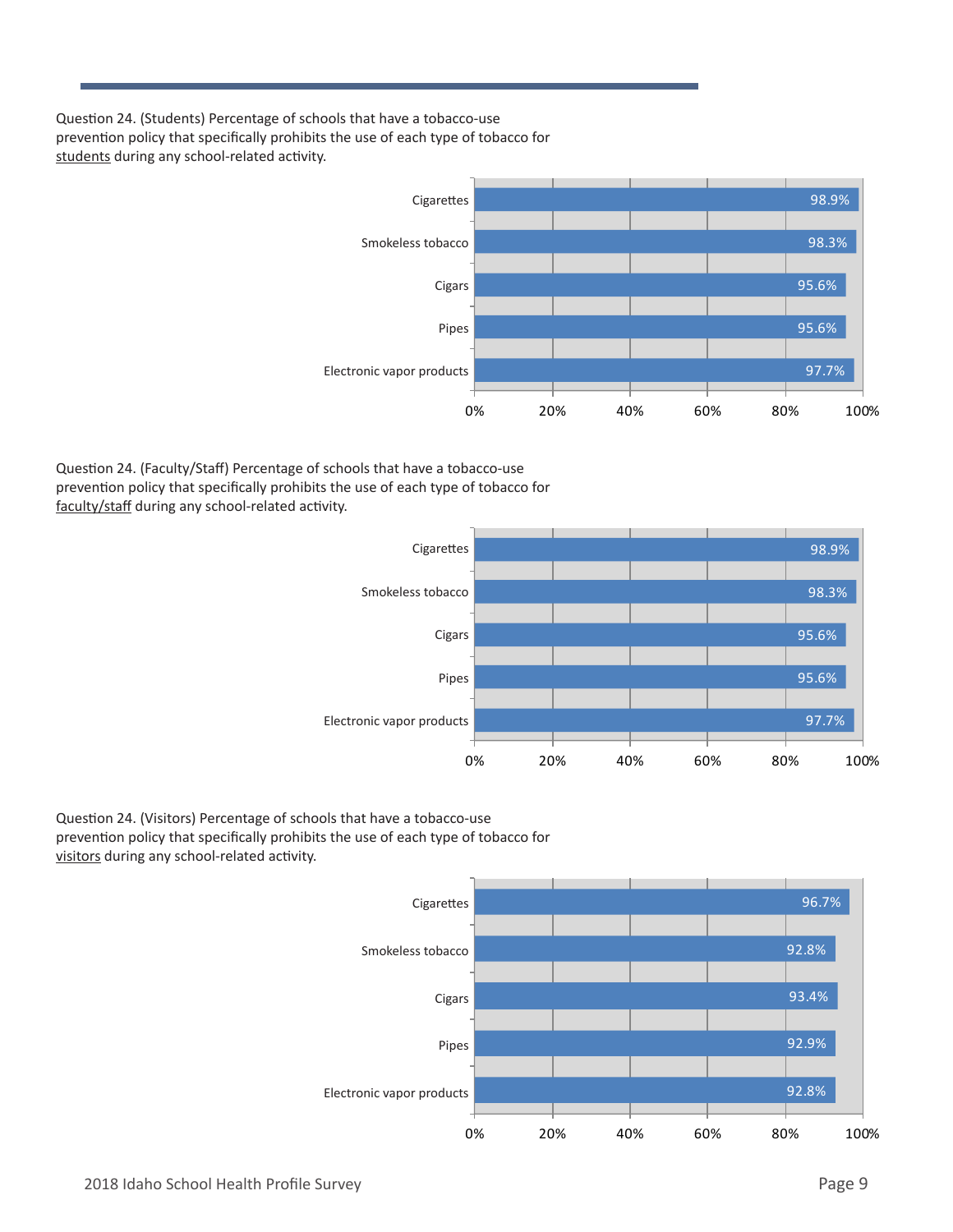Question 24. (Students) Percentage of schools that have a tobacco-use prevention policy that specifically prohibits the use of each type of tobacco for students during any school-related activity.

| Tobacco type | Percentage |
| --- | --- |
| Cigarettes | 98.9% |
| Smokeless tobacco | 98.3% |
| Cigars | 95.6% |
| Pipes | 95.6% |
| Electronic vapor products | 97.7% |

Question 24. (Faculty/Staff) Percentage of schools that have a tobacco-use prevention policy that specifically prohibits the use of each type of tobacco for faculty/staff during any school-related activity.

| Tobacco type | Percentage |
| --- | --- |
| Cigarettes | 98.9% |
| Smokeless tobacco | 98.3% |
| Cigars | 95.6% |
| Pipes | 95.6% |
| Electronic vapor products | 97.7% |

Question 24. (Visitors) Percentage of schools that have a tobacco-use prevention policy that specifically prohibits the use of each type of tobacco for visitors during any school-related activity.

| Tobacco type | Percentage |
| --- | --- |
| Cigarettes | 96.7% |
| Smokeless tobacco | 92.8% |
| Cigars | 93.4% |
| Pipes | 92.9% |
| Electronic vapor products | 92.8% |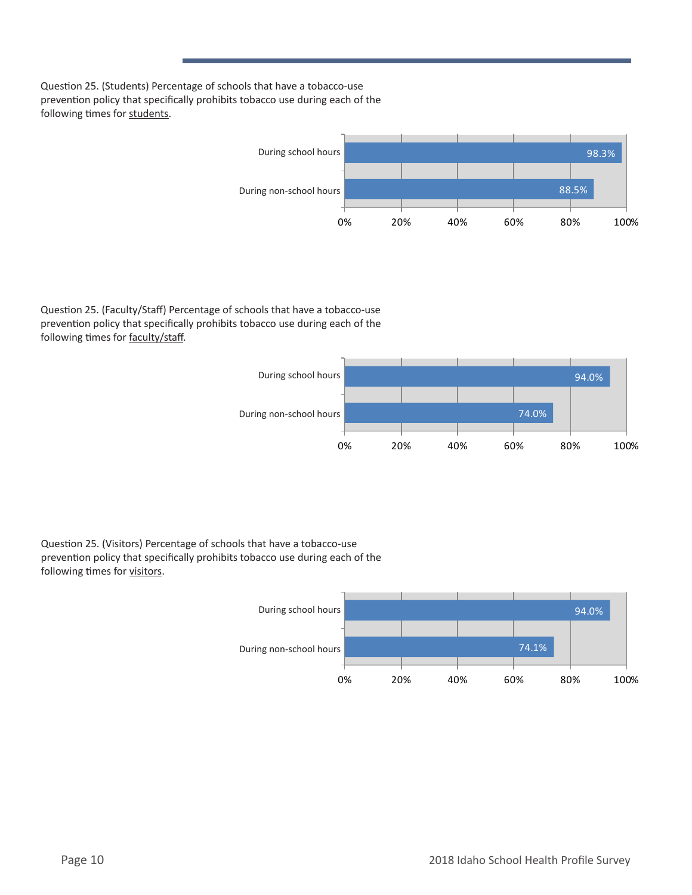Question 25. (Students) Percentage of schools that have a tobacco-use prevention policy that specifically prohibits tobacco use during each of the following times for students.

| | Percentage |
|---|---|
| During school hours | 98.3% |
| During non-school hours | 88.5% |

Question 25. (Faculty/Staff) Percentage of schools that have a tobacco-use prevention policy that specifically prohibits tobacco use during each of the following times for faculty/staff.

| | Percentage |
|---|---|
| During school hours | 94.0% |
| During non-school hours | 74.0% |

Question 25. (Visitors) Percentage of schools that have a tobacco-use prevention policy that specifically prohibits tobacco use during each of the following times for visitors.

| | Percentage |
|---|---|
| During school hours | 94.0% |
| During non-school hours | 74.1% |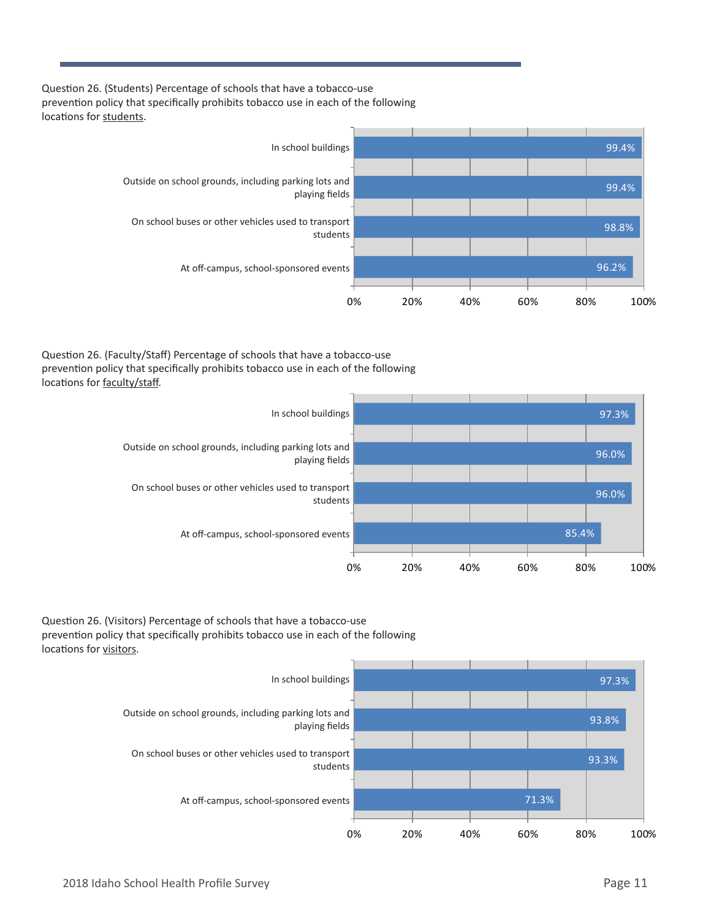Question 26. (Students) Percentage of schools that have a tobacco-use prevention policy that specifically prohibits tobacco use in each of the following locations for students.

| Location | Percentage |
|---|---|
| In school buildings | 99.4% |
| Outside on school grounds, including parking lots and playing fields | 99.4% |
| On school buses or other vehicles used to transport students | 98.8% |
| At off-campus, school-sponsored events | 96.2% |

Question 26. (Faculty/Staff) Percentage of schools that have a tobacco-use prevention policy that specifically prohibits tobacco use in each of the following locations for faculty/staff.

| Location | Percentage |
|---|---|
| In school buildings | 97.3% |
| Outside on school grounds, including parking lots and playing fields | 96.0% |
| On school buses or other vehicles used to transport students | 96.0% |
| At off-campus, school-sponsored events | 85.4% |

Question 26. (Visitors) Percentage of schools that have a tobacco-use prevention policy that specifically prohibits tobacco use in each of the following locations for visitors.

| Location | Percentage |
|---|---|
| In school buildings | 97.3% |
| Outside on school grounds, including parking lots and playing fields | 93.8% |
| On school buses or other vehicles used to transport students | 93.3% |
| At off-campus, school-sponsored events | 71.3% |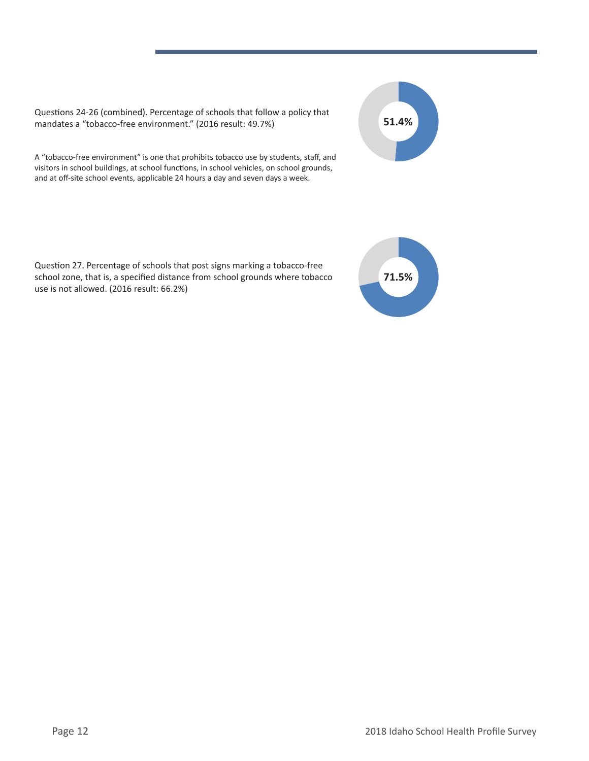Questions 24-26 (combined). Percentage of schools that follow a policy that mandates a "tobacco-free environment." (2016 result: 49.7%)

**51.4%**

A "tobacco-free environment" is one that prohibits tobacco use by students, staff, and visitors in school buildings, at school functions, in school vehicles, on school grounds, and at off-site school events, applicable 24 hours a day and seven days a week.

Question 27. Percentage of schools that post signs marking a tobacco-free school zone, that is, a specified distance from school grounds where tobacco use is not allowed. (2016 result: 66.2%)

**71.5%**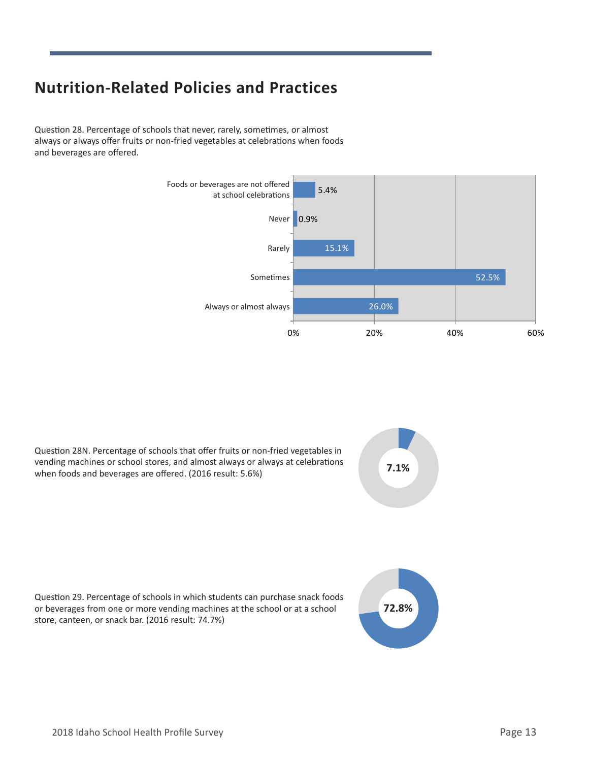## Nutrition-Related Policies and Practices

Question 28. Percentage of schools that never, rarely, sometimes, or almost always or always offer fruits or non-fried vegetables at celebrations when foods and beverages are offered.

| Response | Percentage |
|---|---|
| Foods or beverages are not offered at school celebrations | 5.4% |
| Never | 0.9% |
| Rarely | 15.1% |
| Sometimes | 52.5% |
| Always or almost always | 26.0% |

Question 28N. Percentage of schools that offer fruits or non-fried vegetables in vending machines or school stores, and almost always or always at celebrations when foods and beverages are offered. (2016 result: 5.6%)

**7.1%**

Question 29. Percentage of schools in which students can purchase snack foods or beverages from one or more vending machines at the school or at a school store, canteen, or snack bar. (2016 result: 74.7%)

**72.8%**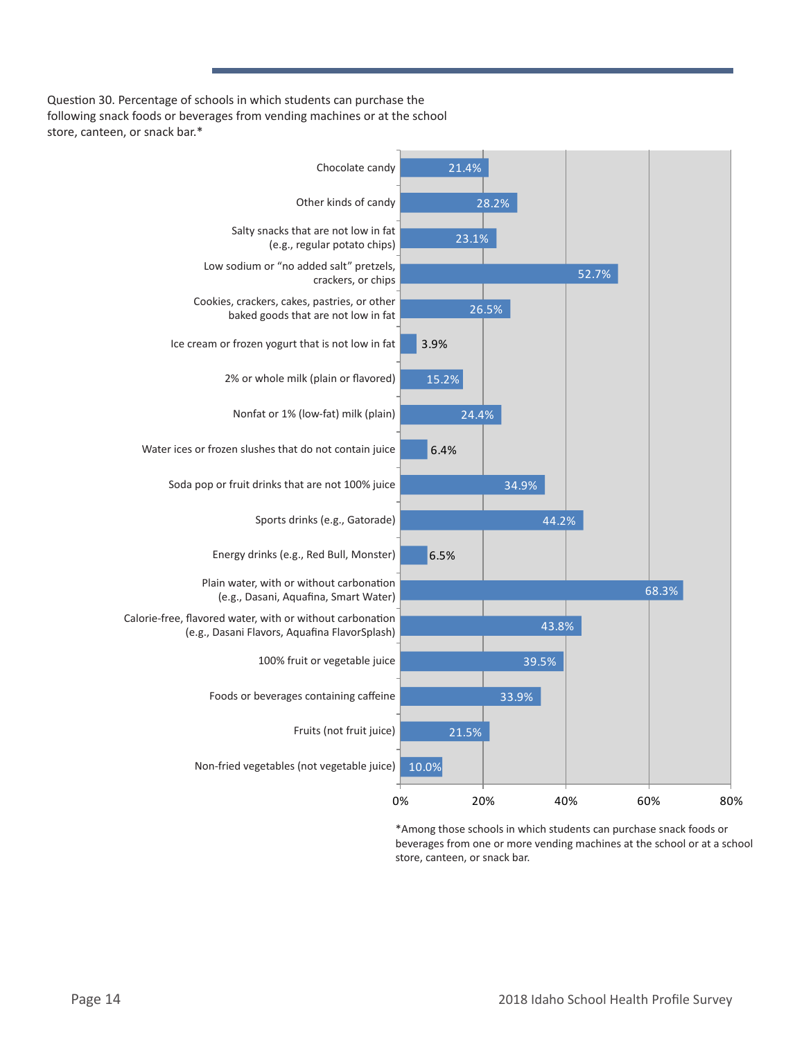Question 30. Percentage of schools in which students can purchase the following snack foods or beverages from vending machines or at the school store, canteen, or snack bar.*

| Snack food or beverage | Percentage |
|---|---|
| Chocolate candy | 21.4% |
| Other kinds of candy | 28.2% |
| Salty snacks that are not low in fat (e.g., regular potato chips) | 23.1% |
| Low sodium or "no added salt" pretzels, crackers, or chips | 52.7% |
| Cookies, crackers, cakes, pastries, or other baked goods that are not low in fat | 26.5% |
| Ice cream or frozen yogurt that is not low in fat | 3.9% |
| 2% or whole milk (plain or flavored) | 15.2% |
| Nonfat or 1% (low-fat) milk (plain) | 24.4% |
| Water ices or frozen slushes that do not contain juice | 6.4% |
| Soda pop or fruit drinks that are not 100% juice | 34.9% |
| Sports drinks (e.g., Gatorade) | 44.2% |
| Energy drinks (e.g., Red Bull, Monster) | 6.5% |
| Plain water, with or without carbonation (e.g., Dasani, Aquafina, Smart Water) | 68.3% |
| Calorie-free, flavored water, with or without carbonation (e.g., Dasani Flavors, Aquafina FlavorSplash) | 43.8% |
| 100% fruit or vegetable juice | 39.5% |
| Foods or beverages containing caffeine | 33.9% |
| Fruits (not fruit juice) | 21.5% |
| Non-fried vegetables (not vegetable juice) | 10.0% |

*Among those schools in which students can purchase snack foods or beverages from one or more vending machines at the school or at a school store, canteen, or snack bar.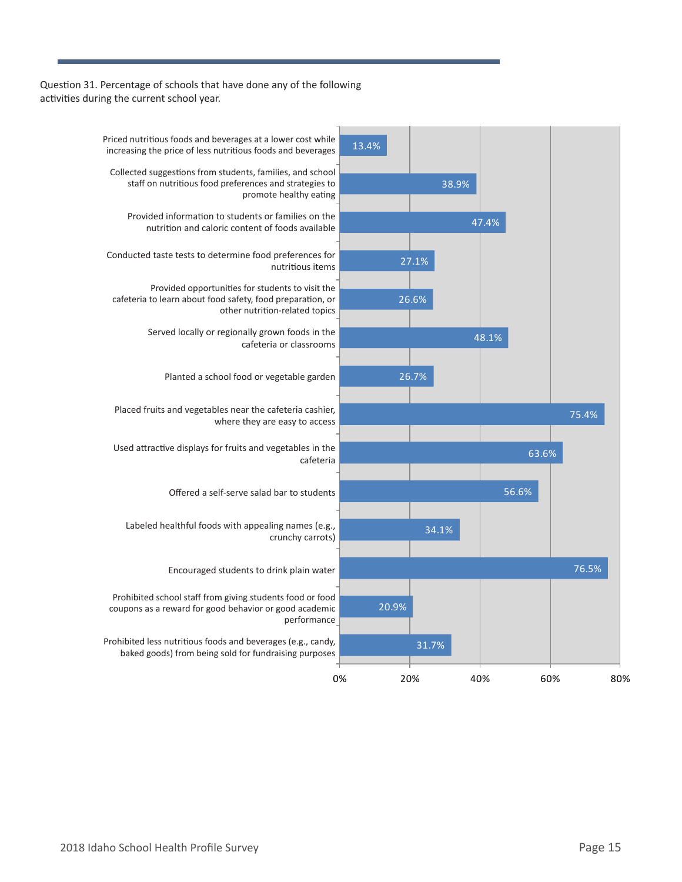Question 31. Percentage of schools that have done any of the following activities during the current school year.

| Activity | Percentage |
| --- | --- |
| Priced nutritious foods and beverages at a lower cost while increasing the price of less nutritious foods and beverages | 13.4% |
| Collected suggestions from students, families, and school staff on nutritious food preferences and strategies to promote healthy eating | 38.9% |
| Provided information to students or families on the nutrition and caloric content of foods available | 47.4% |
| Conducted taste tests to determine food preferences for nutritious items | 27.1% |
| Provided opportunities for students to visit the cafeteria to learn about food safety, food preparation, or other nutrition-related topics | 26.6% |
| Served locally or regionally grown foods in the cafeteria or classrooms | 48.1% |
| Planted a school food or vegetable garden | 26.7% |
| Placed fruits and vegetables near the cafeteria cashier, where they are easy to access | 75.4% |
| Used attractive displays for fruits and vegetables in the cafeteria | 63.6% |
| Offered a self-serve salad bar to students | 56.6% |
| Labeled healthful foods with appealing names (e.g., crunchy carrots) | 34.1% |
| Encouraged students to drink plain water | 76.5% |
| Prohibited school staff from giving students food or food coupons as a reward for good behavior or good academic performance | 20.9% |
| Prohibited less nutritious foods and beverages (e.g., candy, baked goods) from being sold for fundraising purposes | 31.7% |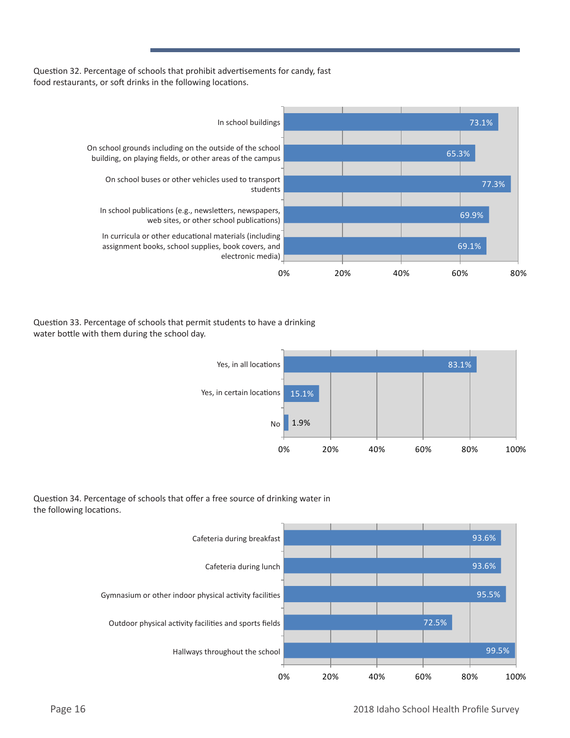Question 32. Percentage of schools that prohibit advertisements for candy, fast food restaurants, or soft drinks in the following locations.

| Location | Percentage |
| --- | --- |
| In school buildings | 73.1% |
| On school grounds including on the outside of the school building, on playing fields, or other areas of the campus | 65.3% |
| On school buses or other vehicles used to transport students | 77.3% |
| In school publications (e.g., newsletters, newspapers, web sites, or other school publications) | 69.9% |
| In curricula or other educational materials (including assignment books, school supplies, book covers, and electronic media) | 69.1% |

Question 33. Percentage of schools that permit students to have a drinking water bottle with them during the school day.

| Response | Percentage |
| --- | --- |
| Yes, in all locations | 83.1% |
| Yes, in certain locations | 15.1% |
| No | 1.9% |

Question 34. Percentage of schools that offer a free source of drinking water in the following locations.

| Location | Percentage |
| --- | --- |
| Cafeteria during breakfast | 93.6% |
| Cafeteria during lunch | 93.6% |
| Gymnasium or other indoor physical activity facilities | 95.5% |
| Outdoor physical activity facilities and sports fields | 72.5% |
| Hallways throughout the school | 99.5% |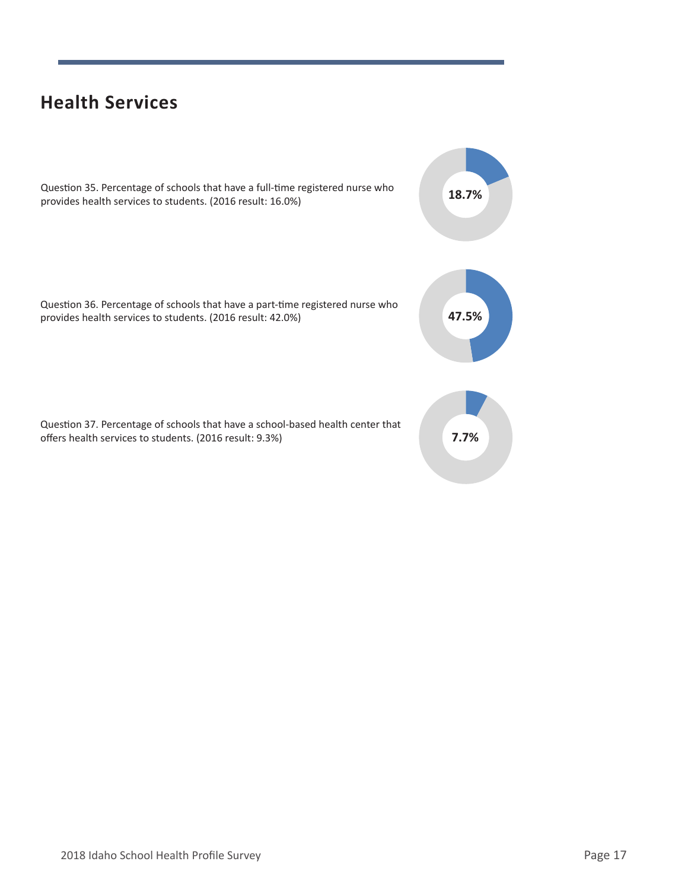## Health Services

Question 35. Percentage of schools that have a full-time registered nurse who provides health services to students. (2016 result: 16.0%)

**18.7%**

Question 36. Percentage of schools that have a part-time registered nurse who provides health services to students. (2016 result: 42.0%)

**47.5%**

Question 37. Percentage of schools that have a school-based health center that offers health services to students. (2016 result: 9.3%)

**7.7%**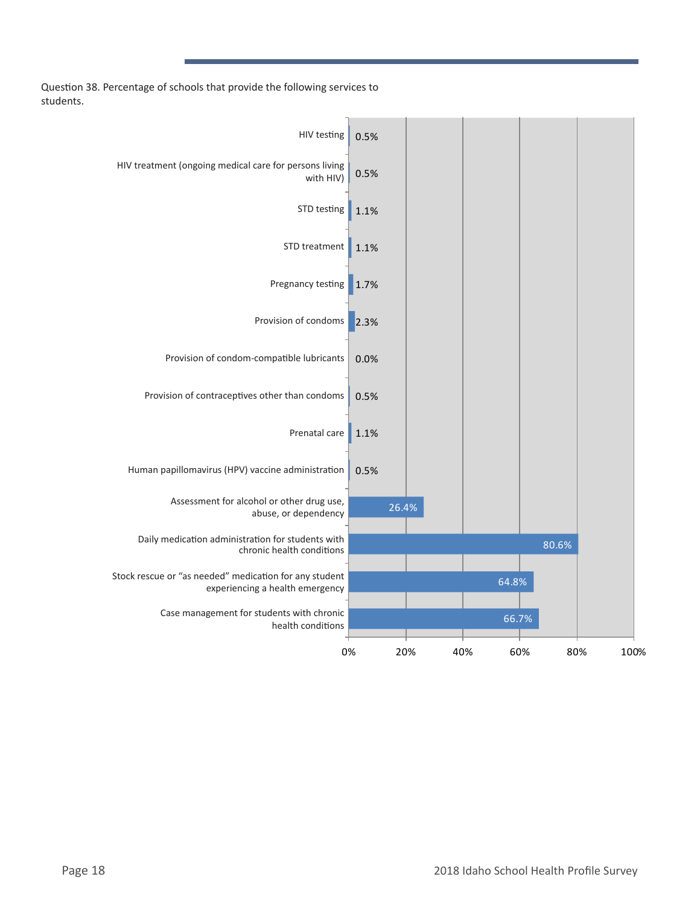Question 38. Percentage of schools that provide the following services to students.

| Service | Percentage |
| --- | --- |
| HIV testing | 0.5% |
| HIV treatment (ongoing medical care for persons living with HIV) | 0.5% |
| STD testing | 1.1% |
| STD treatment | 1.1% |
| Pregnancy testing | 1.7% |
| Provision of condoms | 2.3% |
| Provision of condom-compatible lubricants | 0.0% |
| Provision of contraceptives other than condoms | 0.5% |
| Prenatal care | 1.1% |
| Human papillomavirus (HPV) vaccine administration | 0.5% |
| Assessment for alcohol or other drug use, abuse, or dependency | 26.4% |
| Daily medication administration for students with chronic health conditions | 80.6% |
| Stock rescue or "as needed" medication for any student experiencing a health emergency | 64.8% |
| Case management for students with chronic health conditions | 66.7% |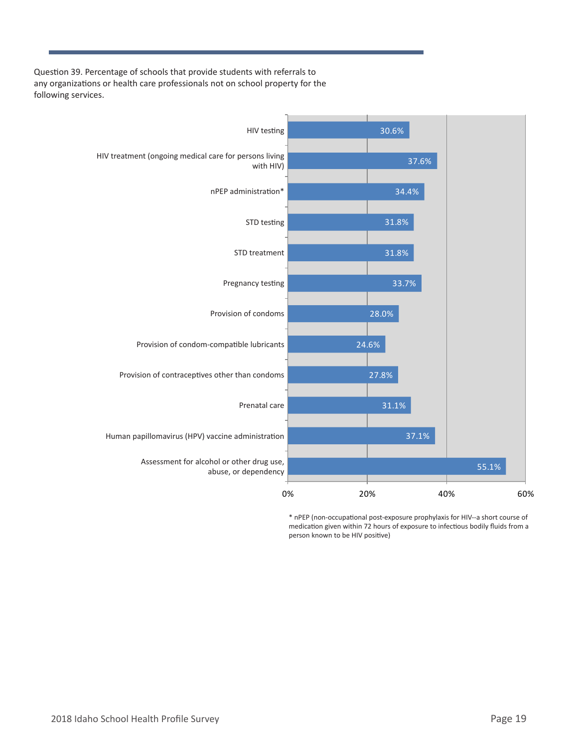Question 39. Percentage of schools that provide students with referrals to any organizations or health care professionals not on school property for the following services.

| Service | Percentage |
|---|---|
| HIV testing | 30.6% |
| HIV treatment (ongoing medical care for persons living with HIV) | 37.6% |
| nPEP administration* | 34.4% |
| STD testing | 31.8% |
| STD treatment | 31.8% |
| Pregnancy testing | 33.7% |
| Provision of condoms | 28.0% |
| Provision of condom-compatible lubricants | 24.6% |
| Provision of contraceptives other than condoms | 27.8% |
| Prenatal care | 31.1% |
| Human papillomavirus (HPV) vaccine administration | 37.1% |
| Assessment for alcohol or other drug use, abuse, or dependency | 55.1% |

* nPEP (non-occupational post-exposure prophylaxis for HIV--a short course of medication given within 72 hours of exposure to infectious bodily fluids from a person known to be HIV positive)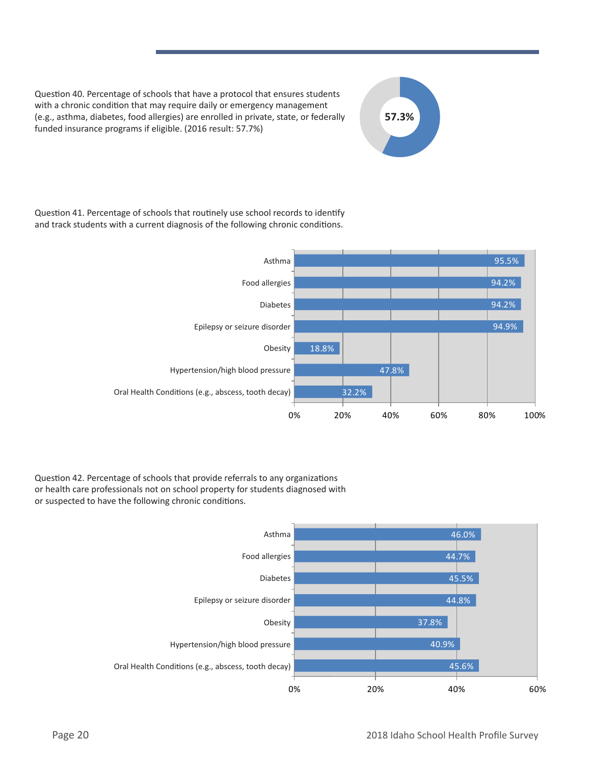Question 40. Percentage of schools that have a protocol that ensures students with a chronic condition that may require daily or emergency management (e.g., asthma, diabetes, food allergies) are enrolled in private, state, or federally funded insurance programs if eligible. (2016 result: 57.7%)

57.3%

Question 41. Percentage of schools that routinely use school records to identify and track students with a current diagnosis of the following chronic conditions.

| Condition | Percentage |
|---|---|
| Asthma | 95.5% |
| Food allergies | 94.2% |
| Diabetes | 94.2% |
| Epilepsy or seizure disorder | 94.9% |
| Obesity | 18.8% |
| Hypertension/high blood pressure | 47.8% |
| Oral Health Conditions (e.g., abscess, tooth decay) | 32.2% |

Question 42. Percentage of schools that provide referrals to any organizations or health care professionals not on school property for students diagnosed with or suspected to have the following chronic conditions.

| Condition | Percentage |
|---|---|
| Asthma | 46.0% |
| Food allergies | 44.7% |
| Diabetes | 45.5% |
| Epilepsy or seizure disorder | 44.8% |
| Obesity | 37.8% |
| Hypertension/high blood pressure | 40.9% |
| Oral Health Conditions (e.g., abscess, tooth decay) | 45.6% |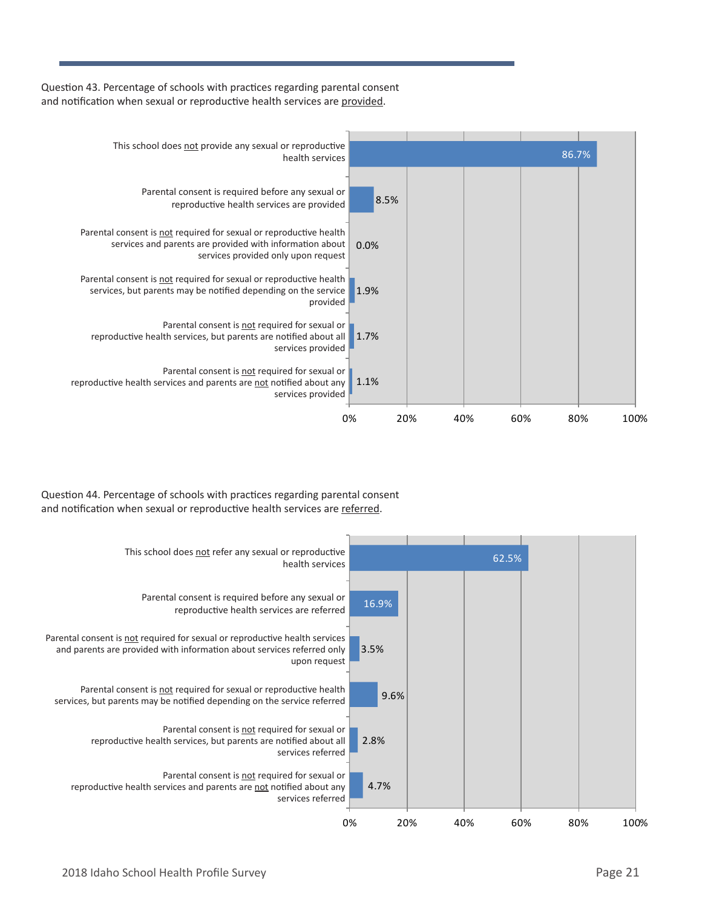Question 43. Percentage of schools with practices regarding parental consent and notification when sexual or reproductive health services are provided.

| Practice | Percentage |
|---|---|
| This school does not provide any sexual or reproductive health services | 86.7% |
| Parental consent is required before any sexual or reproductive health services are provided | 8.5% |
| Parental consent is not required for sexual or reproductive health services and parents are provided with information about services provided only upon request | 0.0% |
| Parental consent is not required for sexual or reproductive health services, but parents may be notified depending on the service provided | 1.9% |
| Parental consent is not required for sexual or reproductive health services, but parents are notified about all services provided | 1.7% |
| Parental consent is not required for sexual or reproductive health services and parents are not notified about any services provided | 1.1% |

Question 44. Percentage of schools with practices regarding parental consent and notification when sexual or reproductive health services are referred.

| Practice | Percentage |
|---|---|
| This school does not refer any sexual or reproductive health services | 62.5% |
| Parental consent is required before any sexual or reproductive health services are referred | 16.9% |
| Parental consent is not required for sexual or reproductive health services and parents are provided with information about services referred only upon request | 3.5% |
| Parental consent is not required for sexual or reproductive health services, but parents may be notified depending on the service referred | 9.6% |
| Parental consent is not required for sexual or reproductive health services, but parents are notified about all services referred | 2.8% |
| Parental consent is not required for sexual or reproductive health services and parents are not notified about any services referred | 4.7% |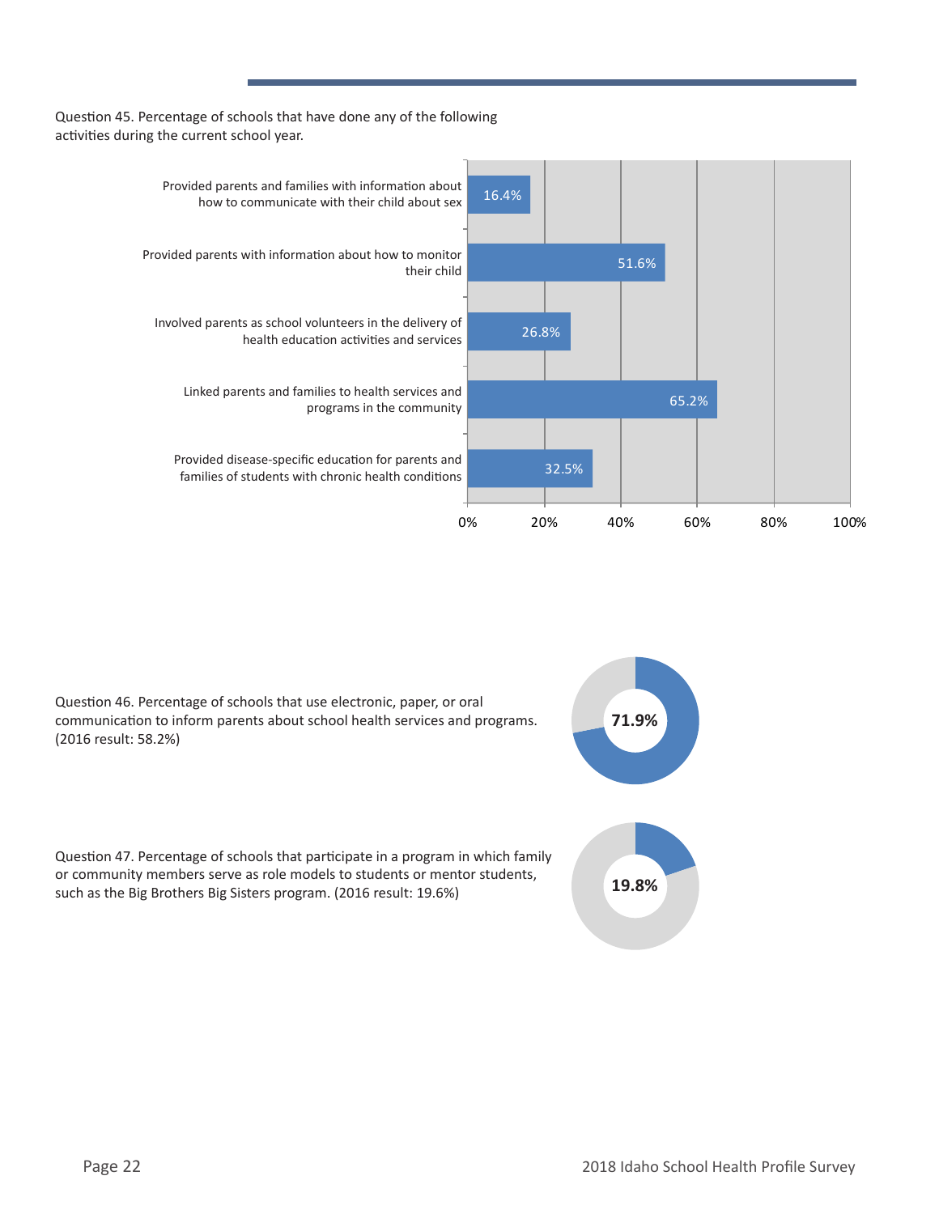Question 45. Percentage of schools that have done any of the following activities during the current school year.

| Activity | Percentage |
|---|---|
| Provided parents and families with information about how to communicate with their child about sex | 16.4% |
| Provided parents with information about how to monitor their child | 51.6% |
| Involved parents as school volunteers in the delivery of health education activities and services | 26.8% |
| Linked parents and families to health services and programs in the community | 65.2% |
| Provided disease-specific education for parents and families of students with chronic health conditions | 32.5% |

Question 46. Percentage of schools that use electronic, paper, or oral communication to inform parents about school health services and programs. (2016 result: 58.2%)

**71.9%**

Question 47. Percentage of schools that participate in a program in which family or community members serve as role models to students or mentor students, such as the Big Brothers Big Sisters program. (2016 result: 19.6%)

**19.8%**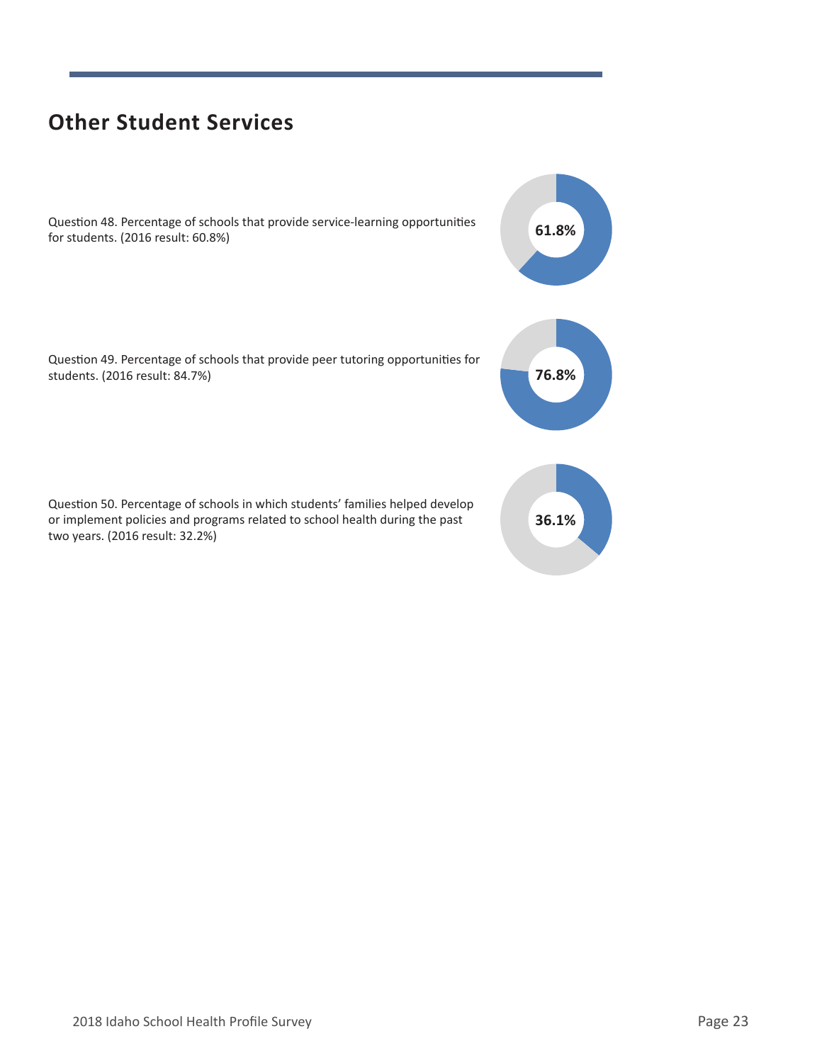## Other Student Services

Question 48. Percentage of schools that provide service-learning opportunities for students. (2016 result: 60.8%)

**61.8%**

Question 49. Percentage of schools that provide peer tutoring opportunities for students. (2016 result: 84.7%)

**76.8%**

Question 50. Percentage of schools in which students' families helped develop or implement policies and programs related to school health during the past two years. (2016 result: 32.2%)

**36.1%**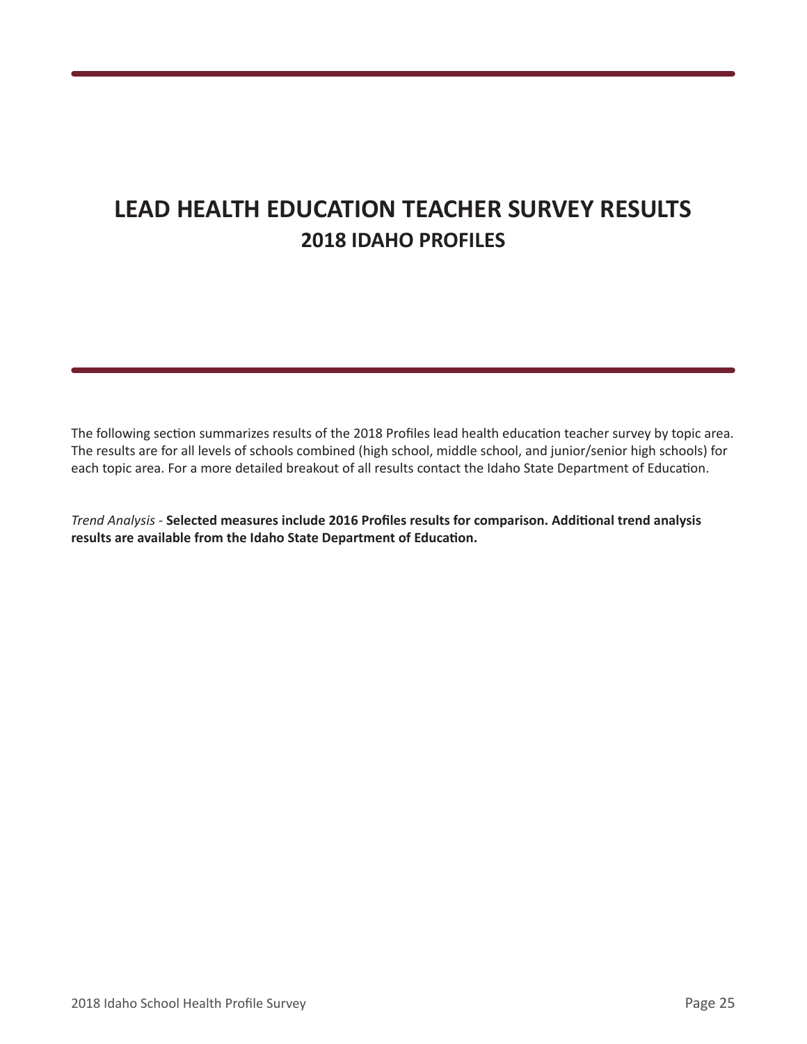# LEAD HEALTH EDUCATION TEACHER SURVEY RESULTS

## 2018 IDAHO PROFILES

The following section summarizes results of the 2018 Profiles lead health education teacher survey by topic area. The results are for all levels of schools combined (high school, middle school, and junior/senior high schools) for each topic area. For a more detailed breakout of all results contact the Idaho State Department of Education.

*Trend Analysis* - **Selected measures include 2016 Profiles results for comparison. Additional trend analysis results are available from the Idaho State Department of Education.**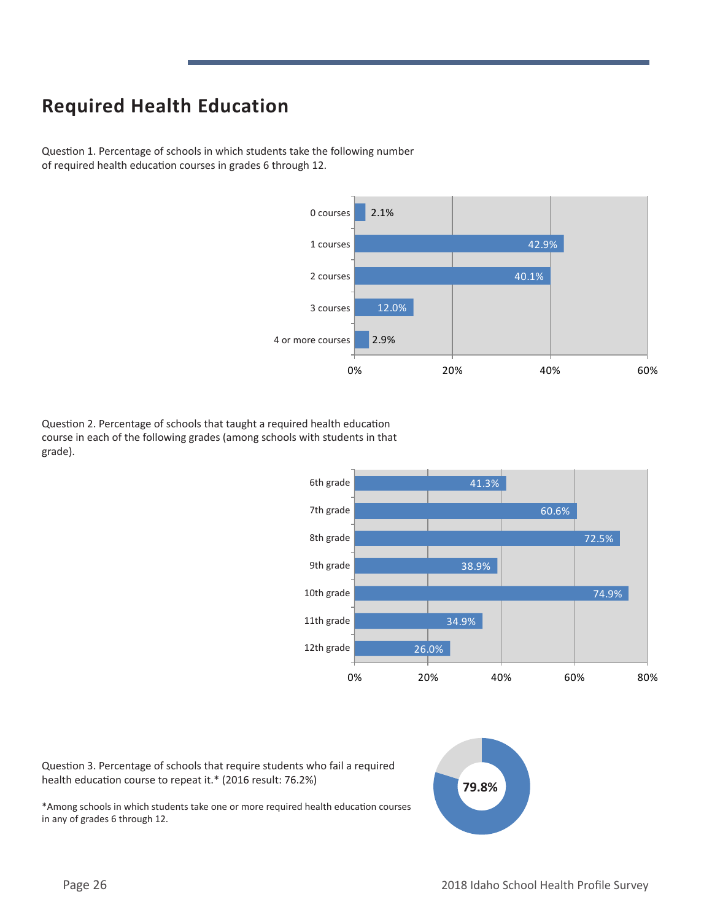## Required Health Education

Question 1. Percentage of schools in which students take the following number of required health education courses in grades 6 through 12.

| Number of courses | Percentage |
|---|---|
| 0 courses | 2.1% |
| 1 courses | 42.9% |
| 2 courses | 40.1% |
| 3 courses | 12.0% |
| 4 or more courses | 2.9% |

Question 2. Percentage of schools that taught a required health education course in each of the following grades (among schools with students in that grade).

| Grade | Percentage |
|---|---|
| 6th grade | 41.3% |
| 7th grade | 60.6% |
| 8th grade | 72.5% |
| 9th grade | 38.9% |
| 10th grade | 74.9% |
| 11th grade | 34.9% |
| 12th grade | 26.0% |

Question 3. Percentage of schools that require students who fail a required health education course to repeat it.* (2016 result: 76.2%)

**79.8%**

*Among schools in which students take one or more required health education courses in any of grades 6 through 12.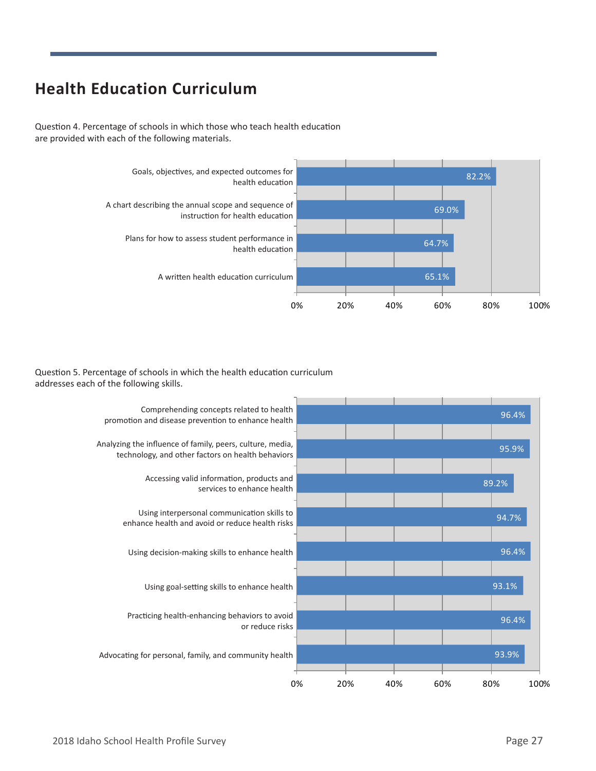## Health Education Curriculum

Question 4. Percentage of schools in which those who teach health education are provided with each of the following materials.

| Material | Percentage |
|---|---|
| Goals, objectives, and expected outcomes for health education | 82.2% |
| A chart describing the annual scope and sequence of instruction for health education | 69.0% |
| Plans for how to assess student performance in health education | 64.7% |
| A written health education curriculum | 65.1% |

Question 5. Percentage of schools in which the health education curriculum addresses each of the following skills.

| Skill | Percentage |
|---|---|
| Comprehending concepts related to health promotion and disease prevention to enhance health | 96.4% |
| Analyzing the influence of family, peers, culture, media, technology, and other factors on health behaviors | 95.9% |
| Accessing valid information, products and services to enhance health | 89.2% |
| Using interpersonal communication skills to enhance health and avoid or reduce health risks | 94.7% |
| Using decision-making skills to enhance health | 96.4% |
| Using goal-setting skills to enhance health | 93.1% |
| Practicing health-enhancing behaviors to avoid or reduce risks | 96.4% |
| Advocating for personal, family, and community health | 93.9% |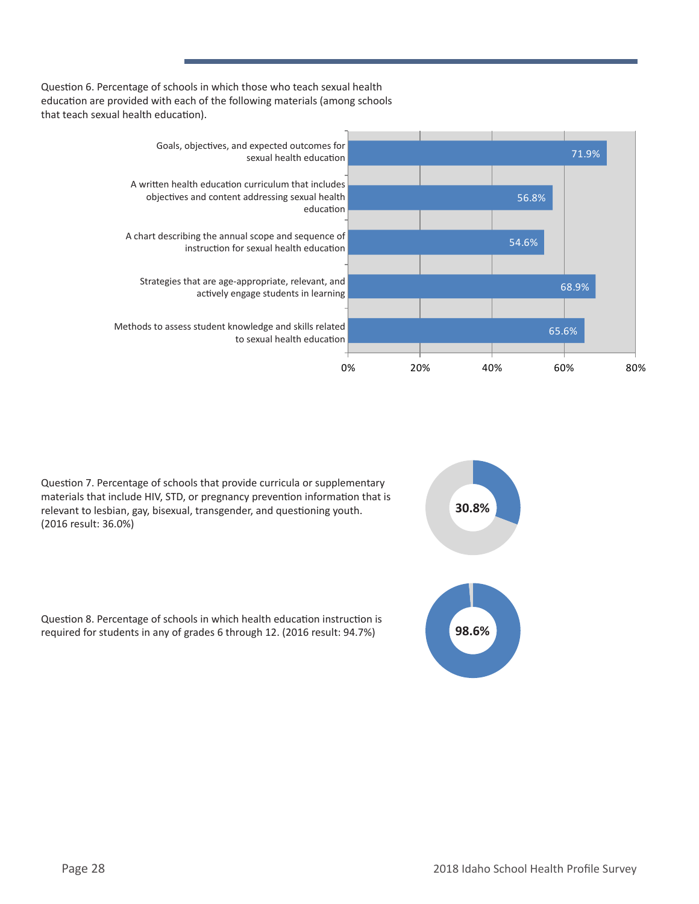Question 6. Percentage of schools in which those who teach sexual health education are provided with each of the following materials (among schools that teach sexual health education).

| Material | Percentage |
|---|---|
| Goals, objectives, and expected outcomes for sexual health education | 71.9% |
| A written health education curriculum that includes objectives and content addressing sexual health education | 56.8% |
| A chart describing the annual scope and sequence of instruction for sexual health education | 54.6% |
| Strategies that are age-appropriate, relevant, and actively engage students in learning | 68.9% |
| Methods to assess student knowledge and skills related to sexual health education | 65.6% |

Question 7. Percentage of schools that provide curricula or supplementary materials that include HIV, STD, or pregnancy prevention information that is relevant to lesbian, gay, bisexual, transgender, and questioning youth. (2016 result: 36.0%)

**30.8%**

Question 8. Percentage of schools in which health education instruction is required for students in any of grades 6 through 12. (2016 result: 94.7%)

**98.6%**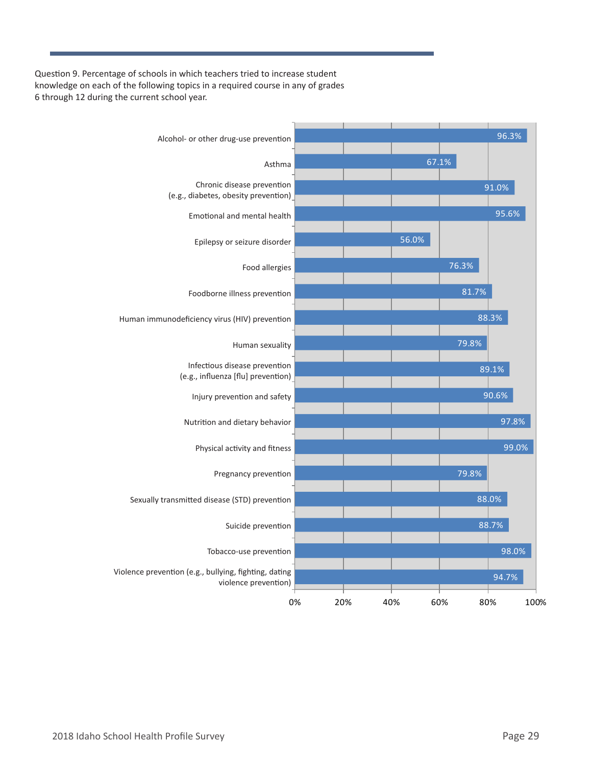Question 9. Percentage of schools in which teachers tried to increase student knowledge on each of the following topics in a required course in any of grades 6 through 12 during the current school year.

| Topic | Percentage |
| --- | --- |
| Alcohol- or other drug-use prevention | 96.3% |
| Asthma | 67.1% |
| Chronic disease prevention (e.g., diabetes, obesity prevention) | 91.0% |
| Emotional and mental health | 95.6% |
| Epilepsy or seizure disorder | 56.0% |
| Food allergies | 76.3% |
| Foodborne illness prevention | 81.7% |
| Human immunodeficiency virus (HIV) prevention | 88.3% |
| Human sexuality | 79.8% |
| Infectious disease prevention (e.g., influenza [flu] prevention) | 89.1% |
| Injury prevention and safety | 90.6% |
| Nutrition and dietary behavior | 97.8% |
| Physical activity and fitness | 99.0% |
| Pregnancy prevention | 79.8% |
| Sexually transmitted disease (STD) prevention | 88.0% |
| Suicide prevention | 88.7% |
| Tobacco-use prevention | 98.0% |
| Violence prevention (e.g., bullying, fighting, dating violence prevention) | 94.7% |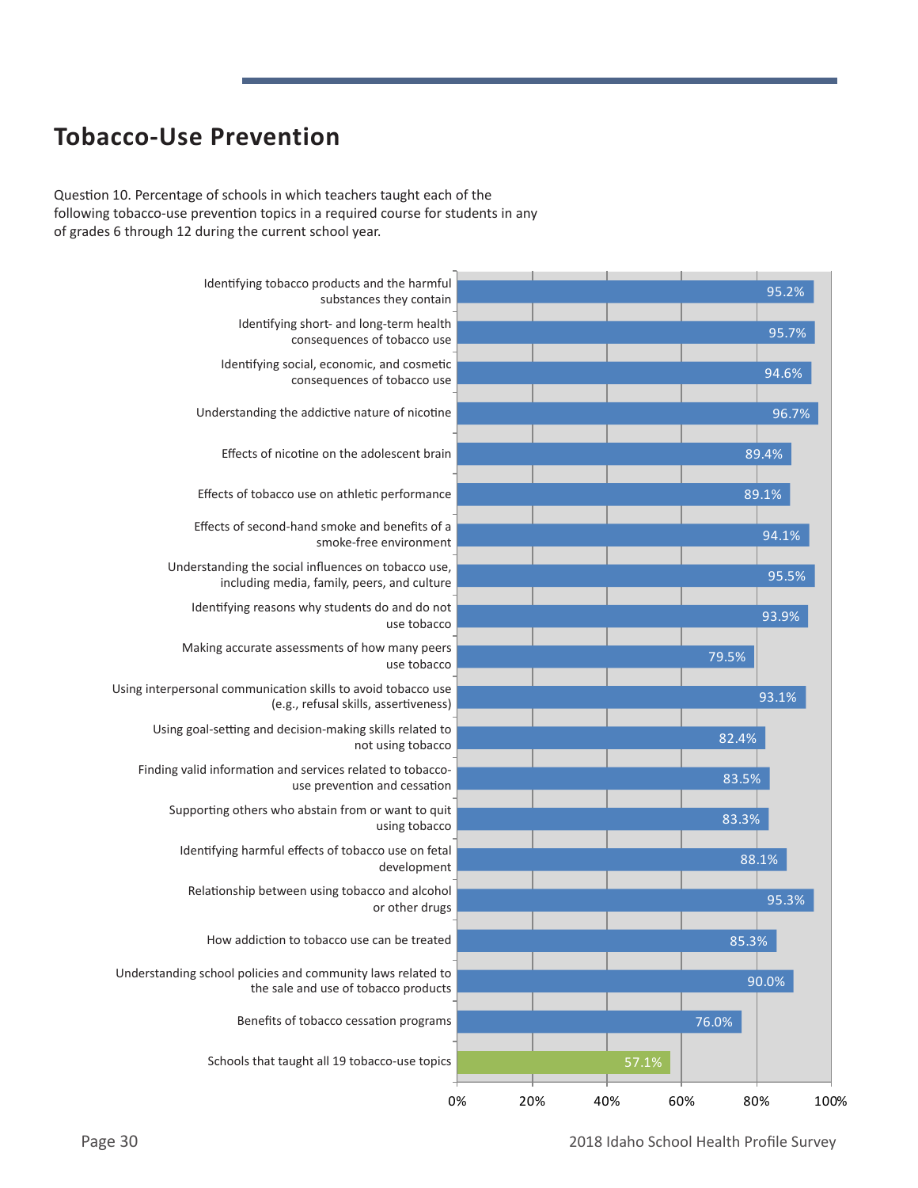# Tobacco-Use Prevention

Question 10. Percentage of schools in which teachers taught each of the following tobacco-use prevention topics in a required course for students in any of grades 6 through 12 during the current school year.

| Topic | Percentage |
| --- | --- |
| Identifying tobacco products and the harmful substances they contain | 95.2% |
| Identifying short- and long-term health consequences of tobacco use | 95.7% |
| Identifying social, economic, and cosmetic consequences of tobacco use | 94.6% |
| Understanding the addictive nature of nicotine | 96.7% |
| Effects of nicotine on the adolescent brain | 89.4% |
| Effects of tobacco use on athletic performance | 89.1% |
| Effects of second-hand smoke and benefits of a smoke-free environment | 94.1% |
| Understanding the social influences on tobacco use, including media, family, peers, and culture | 95.5% |
| Identifying reasons why students do and do not use tobacco | 93.9% |
| Making accurate assessments of how many peers use tobacco | 79.5% |
| Using interpersonal communication skills to avoid tobacco use (e.g., refusal skills, assertiveness) | 93.1% |
| Using goal-setting and decision-making skills related to not using tobacco | 82.4% |
| Finding valid information and services related to tobacco-use prevention and cessation | 83.5% |
| Supporting others who abstain from or want to quit using tobacco | 83.3% |
| Identifying harmful effects of tobacco use on fetal development | 88.1% |
| Relationship between using tobacco and alcohol or other drugs | 95.3% |
| How addiction to tobacco use can be treated | 85.3% |
| Understanding school policies and community laws related to the sale and use of tobacco products | 90.0% |
| Benefits of tobacco cessation programs | 76.0% |
| Schools that taught all 19 tobacco-use topics | 57.1% |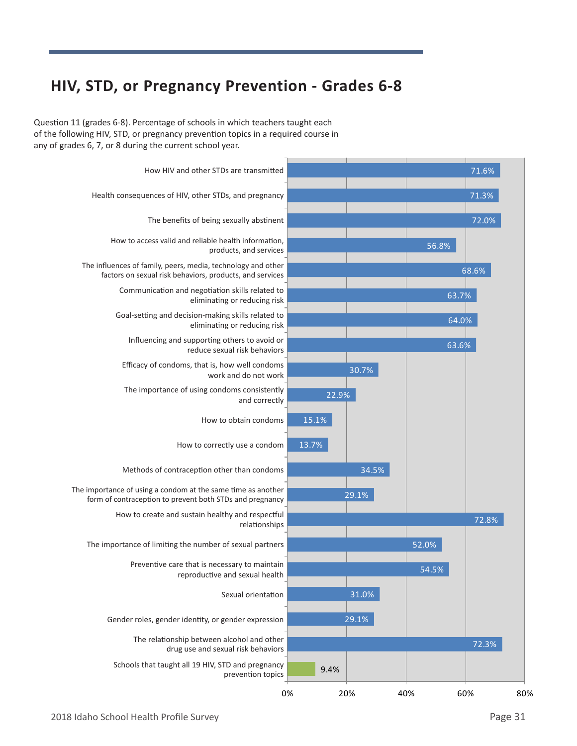## HIV, STD, or Pregnancy Prevention - Grades 6-8

Question 11 (grades 6-8). Percentage of schools in which teachers taught each of the following HIV, STD, or pregnancy prevention topics in a required course in any of grades 6, 7, or 8 during the current school year.

| Topic | Percentage |
|---|---|
| How HIV and other STDs are transmitted | 71.6% |
| Health consequences of HIV, other STDs, and pregnancy | 71.3% |
| The benefits of being sexually abstinent | 72.0% |
| How to access valid and reliable health information, products, and services | 56.8% |
| The influences of family, peers, media, technology and other factors on sexual risk behaviors, products, and services | 68.6% |
| Communication and negotiation skills related to eliminating or reducing risk | 63.7% |
| Goal-setting and decision-making skills related to eliminating or reducing risk | 64.0% |
| Influencing and supporting others to avoid or reduce sexual risk behaviors | 63.6% |
| Efficacy of condoms, that is, how well condoms work and do not work | 30.7% |
| The importance of using condoms consistently and correctly | 22.9% |
| How to obtain condoms | 15.1% |
| How to correctly use a condom | 13.7% |
| Methods of contraception other than condoms | 34.5% |
| The importance of using a condom at the same time as another form of contraception to prevent both STDs and pregnancy | 29.1% |
| How to create and sustain healthy and respectful relationships | 72.8% |
| The importance of limiting the number of sexual partners | 52.0% |
| Preventive care that is necessary to maintain reproductive and sexual health | 54.5% |
| Sexual orientation | 31.0% |
| Gender roles, gender identity, or gender expression | 29.1% |
| The relationship between alcohol and other drug use and sexual risk behaviors | 72.3% |
| Schools that taught all 19 HIV, STD and pregnancy prevention topics | 9.4% |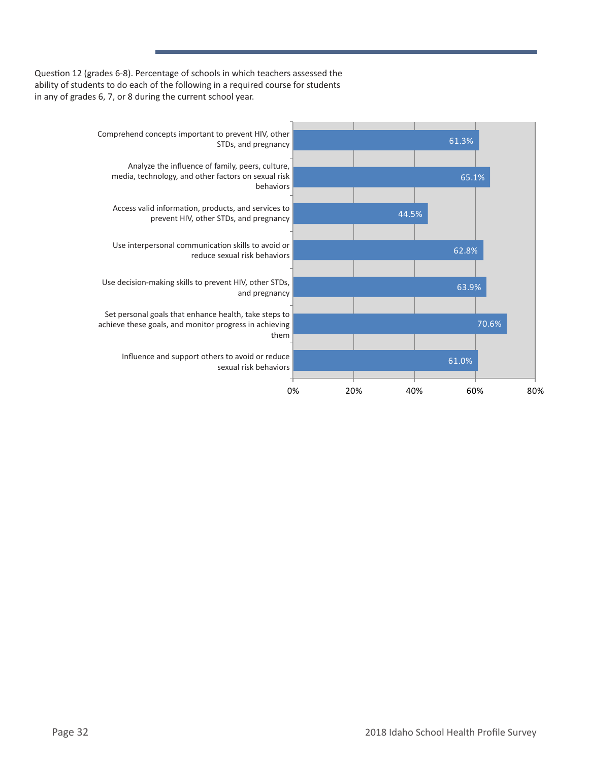Question 12 (grades 6-8). Percentage of schools in which teachers assessed the ability of students to do each of the following in a required course for students in any of grades 6, 7, or 8 during the current school year.

| Skill | Percentage |
| --- | --- |
| Comprehend concepts important to prevent HIV, other STDs, and pregnancy | 61.3% |
| Analyze the influence of family, peers, culture, media, technology, and other factors on sexual risk behaviors | 65.1% |
| Access valid information, products, and services to prevent HIV, other STDs, and pregnancy | 44.5% |
| Use interpersonal communication skills to avoid or reduce sexual risk behaviors | 62.8% |
| Use decision-making skills to prevent HIV, other STDs, and pregnancy | 63.9% |
| Set personal goals that enhance health, take steps to achieve these goals, and monitor progress in achieving them | 70.6% |
| Influence and support others to avoid or reduce sexual risk behaviors | 61.0% |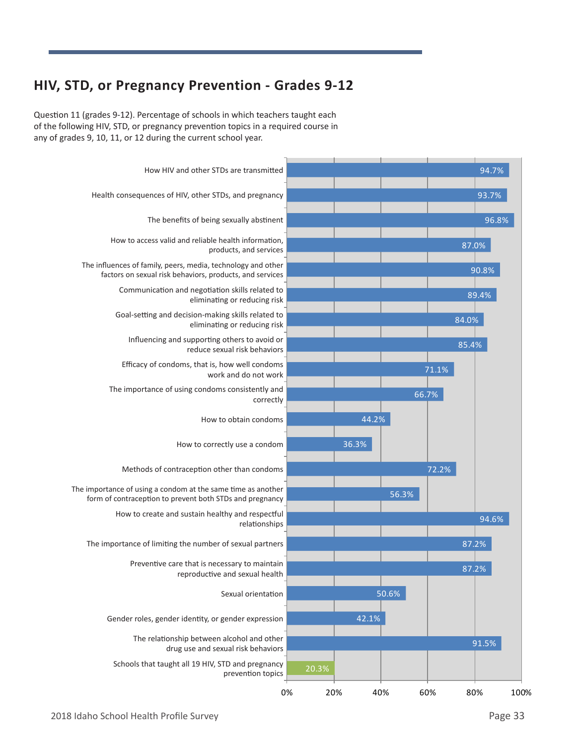## HIV, STD, or Pregnancy Prevention - Grades 9-12

Question 11 (grades 9-12). Percentage of schools in which teachers taught each of the following HIV, STD, or pregnancy prevention topics in a required course in any of grades 9, 10, 11, or 12 during the current school year.

| Topic | Percentage |
|---|---|
| How HIV and other STDs are transmitted | 94.7% |
| Health consequences of HIV, other STDs, and pregnancy | 93.7% |
| The benefits of being sexually abstinent | 96.8% |
| How to access valid and reliable health information, products, and services | 87.0% |
| The influences of family, peers, media, technology and other factors on sexual risk behaviors, products, and services | 90.8% |
| Communication and negotiation skills related to eliminating or reducing risk | 89.4% |
| Goal-setting and decision-making skills related to eliminating or reducing risk | 84.0% |
| Influencing and supporting others to avoid or reduce sexual risk behaviors | 85.4% |
| Efficacy of condoms, that is, how well condoms work and do not work | 71.1% |
| The importance of using condoms consistently and correctly | 66.7% |
| How to obtain condoms | 44.2% |
| How to correctly use a condom | 36.3% |
| Methods of contraception other than condoms | 72.2% |
| The importance of using a condom at the same time as another form of contraception to prevent both STDs and pregnancy | 56.3% |
| How to create and sustain healthy and respectful relationships | 94.6% |
| The importance of limiting the number of sexual partners | 87.2% |
| Preventive care that is necessary to maintain reproductive and sexual health | 87.2% |
| Sexual orientation | 50.6% |
| Gender roles, gender identity, or gender expression | 42.1% |
| The relationship between alcohol and other drug use and sexual risk behaviors | 91.5% |
| Schools that taught all 19 HIV, STD and pregnancy prevention topics | 20.3% |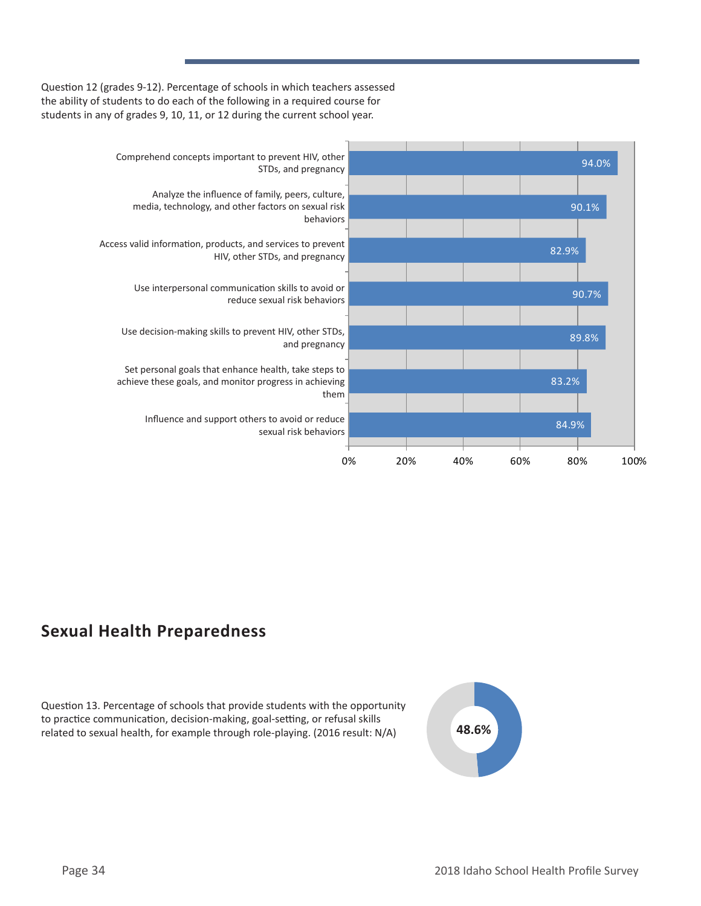Question 12 (grades 9-12). Percentage of schools in which teachers assessed the ability of students to do each of the following in a required course for students in any of grades 9, 10, 11, or 12 during the current school year.

| Skill | Percentage |
| --- | --- |
| Comprehend concepts important to prevent HIV, other STDs, and pregnancy | 94.0% |
| Analyze the influence of family, peers, culture, media, technology, and other factors on sexual risk behaviors | 90.1% |
| Access valid information, products, and services to prevent HIV, other STDs, and pregnancy | 82.9% |
| Use interpersonal communication skills to avoid or reduce sexual risk behaviors | 90.7% |
| Use decision-making skills to prevent HIV, other STDs, and pregnancy | 89.8% |
| Set personal goals that enhance health, take steps to achieve these goals, and monitor progress in achieving them | 83.2% |
| Influence and support others to avoid or reduce sexual risk behaviors | 84.9% |

## Sexual Health Preparedness

Question 13. Percentage of schools that provide students with the opportunity to practice communication, decision-making, goal-setting, or refusal skills related to sexual health, for example through role-playing. (2016 result: N/A)

**48.6%**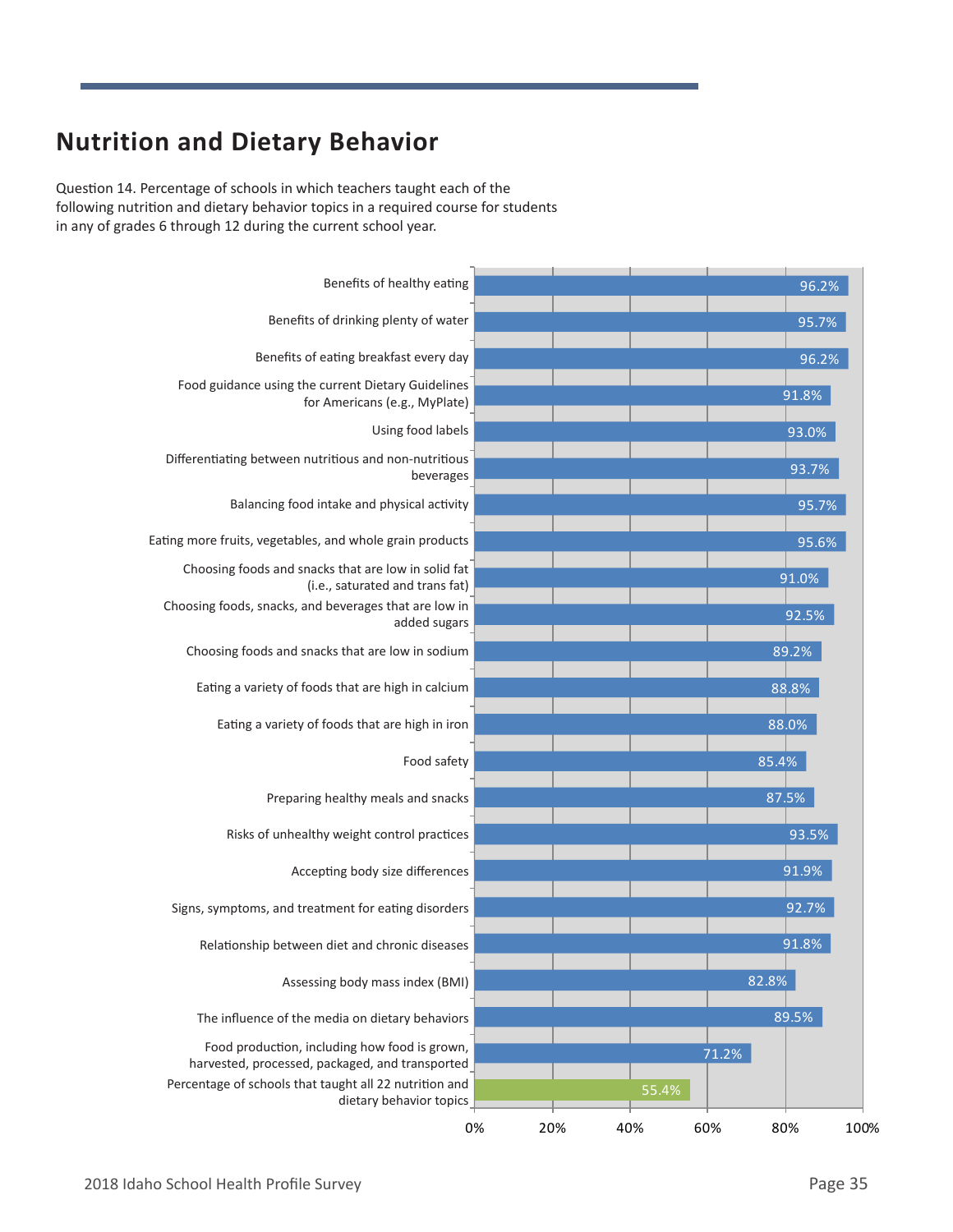## Nutrition and Dietary Behavior

Question 14. Percentage of schools in which teachers taught each of the following nutrition and dietary behavior topics in a required course for students in any of grades 6 through 12 during the current school year.

| Topic | Percentage |
|---|---|
| Benefits of healthy eating | 96.2% |
| Benefits of drinking plenty of water | 95.7% |
| Benefits of eating breakfast every day | 96.2% |
| Food guidance using the current Dietary Guidelines for Americans (e.g., MyPlate) | 91.8% |
| Using food labels | 93.0% |
| Differentiating between nutritious and non-nutritious beverages | 93.7% |
| Balancing food intake and physical activity | 95.7% |
| Eating more fruits, vegetables, and whole grain products | 95.6% |
| Choosing foods and snacks that are low in solid fat (i.e., saturated and trans fat) | 91.0% |
| Choosing foods, snacks, and beverages that are low in added sugars | 92.5% |
| Choosing foods and snacks that are low in sodium | 89.2% |
| Eating a variety of foods that are high in calcium | 88.8% |
| Eating a variety of foods that are high in iron | 88.0% |
| Food safety | 85.4% |
| Preparing healthy meals and snacks | 87.5% |
| Risks of unhealthy weight control practices | 93.5% |
| Accepting body size differences | 91.9% |
| Signs, symptoms, and treatment for eating disorders | 92.7% |
| Relationship between diet and chronic diseases | 91.8% |
| Assessing body mass index (BMI) | 82.8% |
| The influence of the media on dietary behaviors | 89.5% |
| Food production, including how food is grown, harvested, processed, packaged, and transported | 71.2% |
| Percentage of schools that taught all 22 nutrition and dietary behavior topics | 55.4% |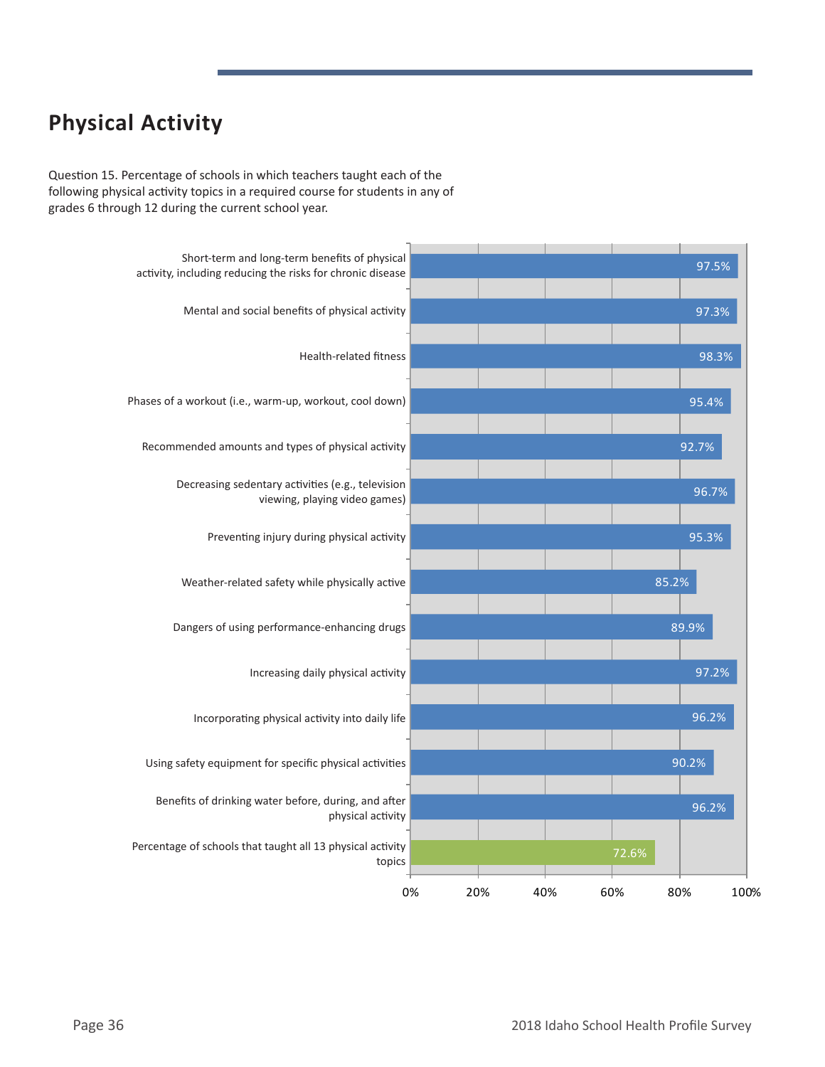## Physical Activity

Question 15. Percentage of schools in which teachers taught each of the following physical activity topics in a required course for students in any of grades 6 through 12 during the current school year.

| Topic | Percentage |
|---|---|
| Short-term and long-term benefits of physical activity, including reducing the risks for chronic disease | 97.5% |
| Mental and social benefits of physical activity | 97.3% |
| Health-related fitness | 98.3% |
| Phases of a workout (i.e., warm-up, workout, cool down) | 95.4% |
| Recommended amounts and types of physical activity | 92.7% |
| Decreasing sedentary activities (e.g., television viewing, playing video games) | 96.7% |
| Preventing injury during physical activity | 95.3% |
| Weather-related safety while physically active | 85.2% |
| Dangers of using performance-enhancing drugs | 89.9% |
| Increasing daily physical activity | 97.2% |
| Incorporating physical activity into daily life | 96.2% |
| Using safety equipment for specific physical activities | 90.2% |
| Benefits of drinking water before, during, and after physical activity | 96.2% |
| Percentage of schools that taught all 13 physical activity topics | 72.6% |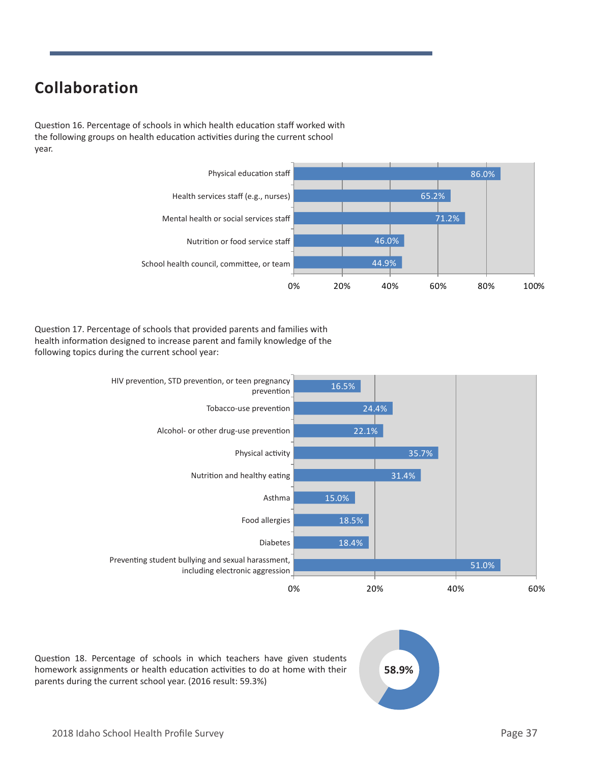## Collaboration

Question 16. Percentage of schools in which health education staff worked with the following groups on health education activities during the current school year.

| Group | Percentage |
|---|---|
| Physical education staff | 86.0% |
| Health services staff (e.g., nurses) | 65.2% |
| Mental health or social services staff | 71.2% |
| Nutrition or food service staff | 46.0% |
| School health council, committee, or team | 44.9% |

Question 17. Percentage of schools that provided parents and families with health information designed to increase parent and family knowledge of the following topics during the current school year:

| Topic | Percentage |
|---|---|
| HIV prevention, STD prevention, or teen pregnancy prevention | 16.5% |
| Tobacco-use prevention | 24.4% |
| Alcohol- or other drug-use prevention | 22.1% |
| Physical activity | 35.7% |
| Nutrition and healthy eating | 31.4% |
| Asthma | 15.0% |
| Food allergies | 18.5% |
| Diabetes | 18.4% |
| Preventing student bullying and sexual harassment, including electronic aggression | 51.0% |

Question 18. Percentage of schools in which teachers have given students homework assignments or health education activities to do at home with their parents during the current school year. (2016 result: 59.3%)

**58.9%**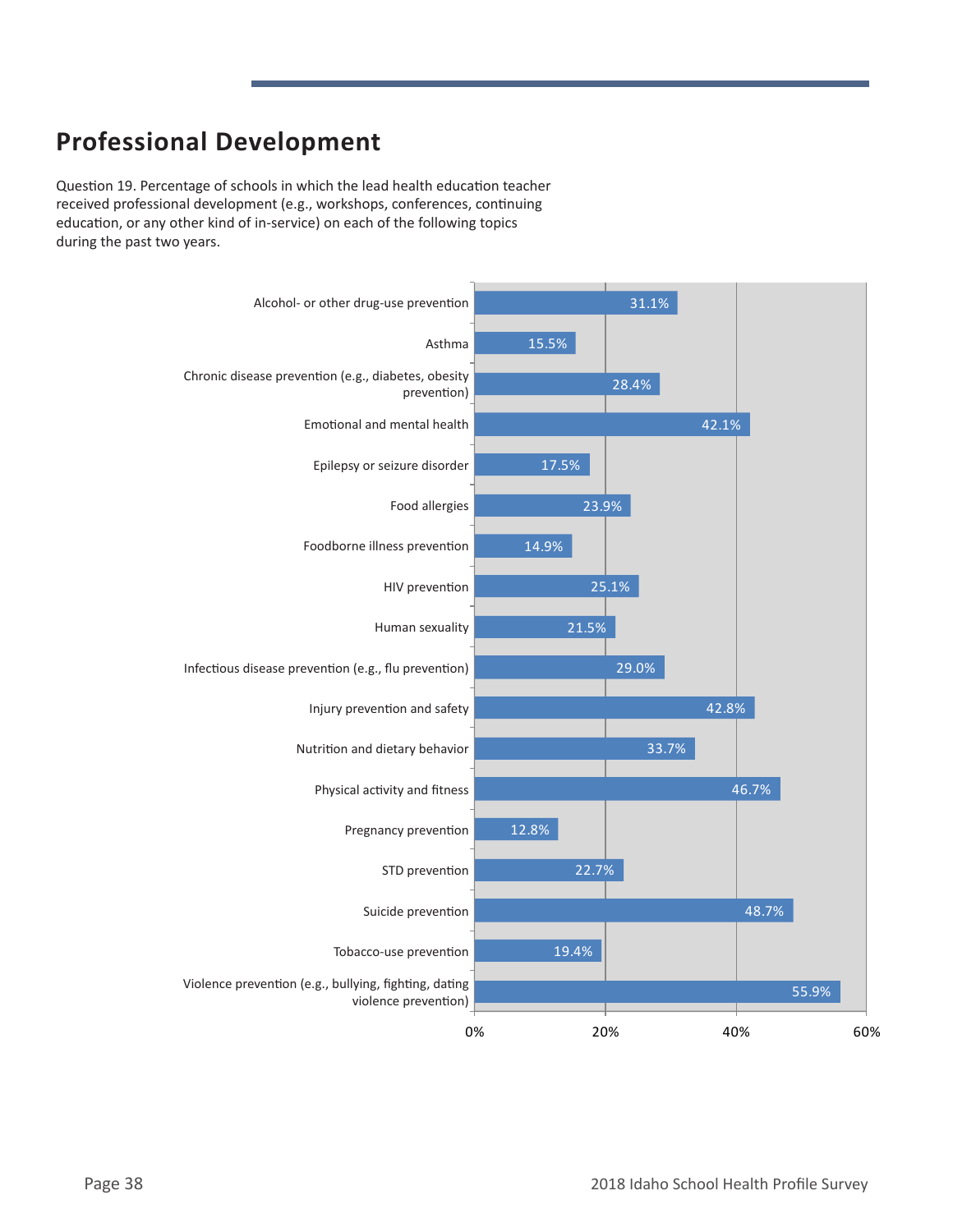## Professional Development

Question 19. Percentage of schools in which the lead health education teacher received professional development (e.g., workshops, conferences, continuing education, or any other kind of in-service) on each of the following topics during the past two years.

| Topic | Percentage |
|---|---|
| Alcohol- or other drug-use prevention | 31.1% |
| Asthma | 15.5% |
| Chronic disease prevention (e.g., diabetes, obesity prevention) | 28.4% |
| Emotional and mental health | 42.1% |
| Epilepsy or seizure disorder | 17.5% |
| Food allergies | 23.9% |
| Foodborne illness prevention | 14.9% |
| HIV prevention | 25.1% |
| Human sexuality | 21.5% |
| Infectious disease prevention (e.g., flu prevention) | 29.0% |
| Injury prevention and safety | 42.8% |
| Nutrition and dietary behavior | 33.7% |
| Physical activity and fitness | 46.7% |
| Pregnancy prevention | 12.8% |
| STD prevention | 22.7% |
| Suicide prevention | 48.7% |
| Tobacco-use prevention | 19.4% |
| Violence prevention (e.g., bullying, fighting, dating violence prevention) | 55.9% |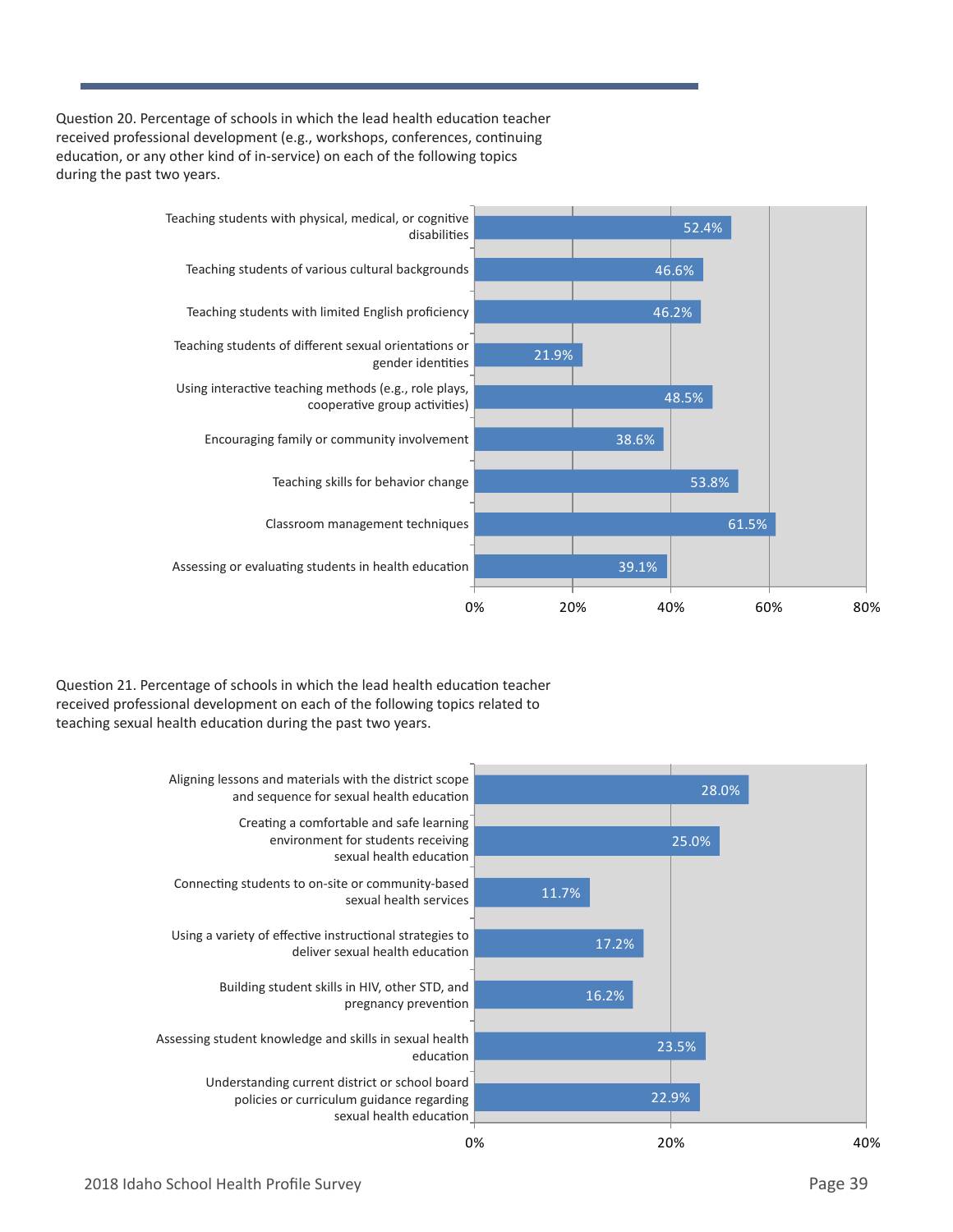Question 20. Percentage of schools in which the lead health education teacher received professional development (e.g., workshops, conferences, continuing education, or any other kind of in-service) on each of the following topics during the past two years.

| Topic | Percentage |
| --- | --- |
| Teaching students with physical, medical, or cognitive disabilities | 52.4% |
| Teaching students of various cultural backgrounds | 46.6% |
| Teaching students with limited English proficiency | 46.2% |
| Teaching students of different sexual orientations or gender identities | 21.9% |
| Using interactive teaching methods (e.g., role plays, cooperative group activities) | 48.5% |
| Encouraging family or community involvement | 38.6% |
| Teaching skills for behavior change | 53.8% |
| Classroom management techniques | 61.5% |
| Assessing or evaluating students in health education | 39.1% |

Question 21. Percentage of schools in which the lead health education teacher received professional development on each of the following topics related to teaching sexual health education during the past two years.

| Topic | Percentage |
| --- | --- |
| Aligning lessons and materials with the district scope and sequence for sexual health education | 28.0% |
| Creating a comfortable and safe learning environment for students receiving sexual health education | 25.0% |
| Connecting students to on-site or community-based sexual health services | 11.7% |
| Using a variety of effective instructional strategies to deliver sexual health education | 17.2% |
| Building student skills in HIV, other STD, and pregnancy prevention | 16.2% |
| Assessing student knowledge and skills in sexual health education | 23.5% |
| Understanding current district or school board policies or curriculum guidance regarding sexual health education | 22.9% |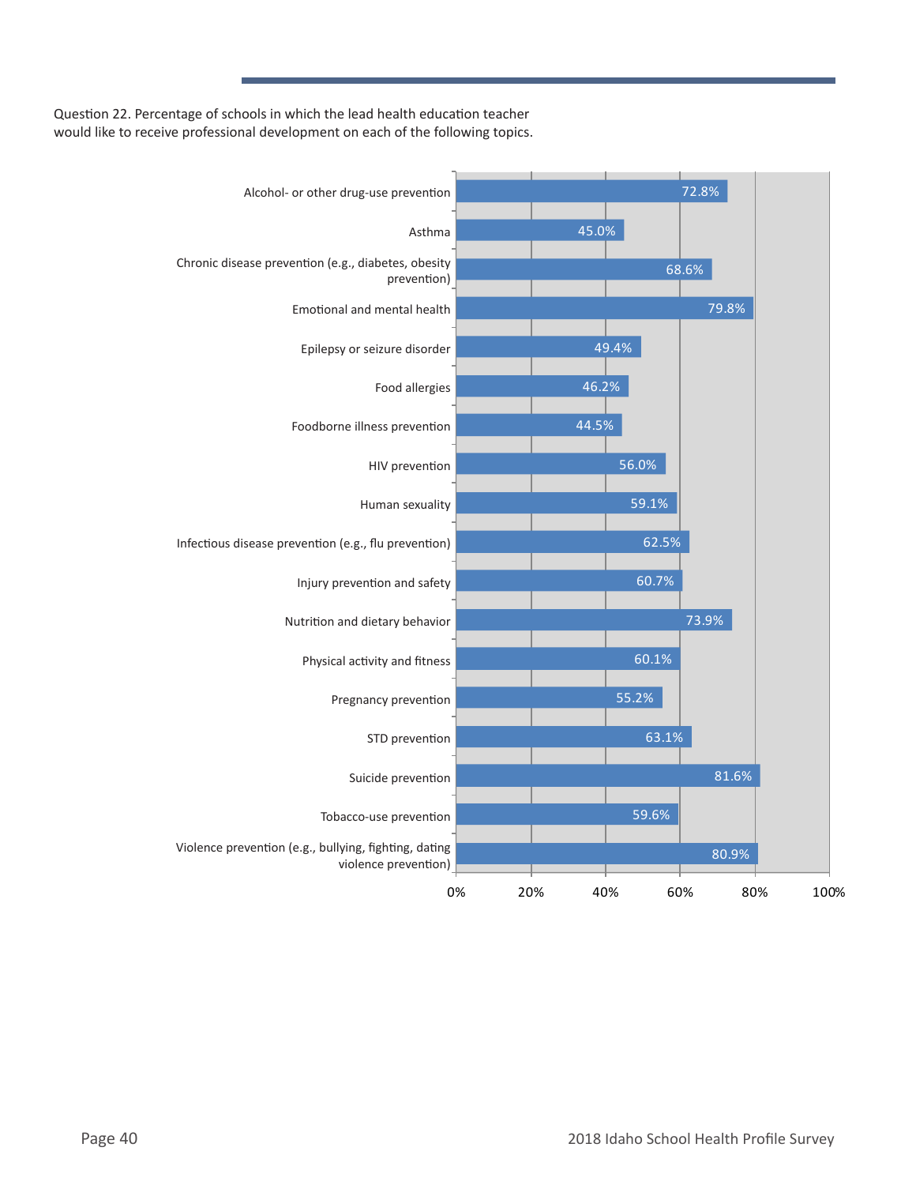Question 22. Percentage of schools in which the lead health education teacher would like to receive professional development on each of the following topics.

| Topic | Percentage |
| --- | --- |
| Alcohol- or other drug-use prevention | 72.8% |
| Asthma | 45.0% |
| Chronic disease prevention (e.g., diabetes, obesity prevention) | 68.6% |
| Emotional and mental health | 79.8% |
| Epilepsy or seizure disorder | 49.4% |
| Food allergies | 46.2% |
| Foodborne illness prevention | 44.5% |
| HIV prevention | 56.0% |
| Human sexuality | 59.1% |
| Infectious disease prevention (e.g., flu prevention) | 62.5% |
| Injury prevention and safety | 60.7% |
| Nutrition and dietary behavior | 73.9% |
| Physical activity and fitness | 60.1% |
| Pregnancy prevention | 55.2% |
| STD prevention | 63.1% |
| Suicide prevention | 81.6% |
| Tobacco-use prevention | 59.6% |
| Violence prevention (e.g., bullying, fighting, dating violence prevention) | 80.9% |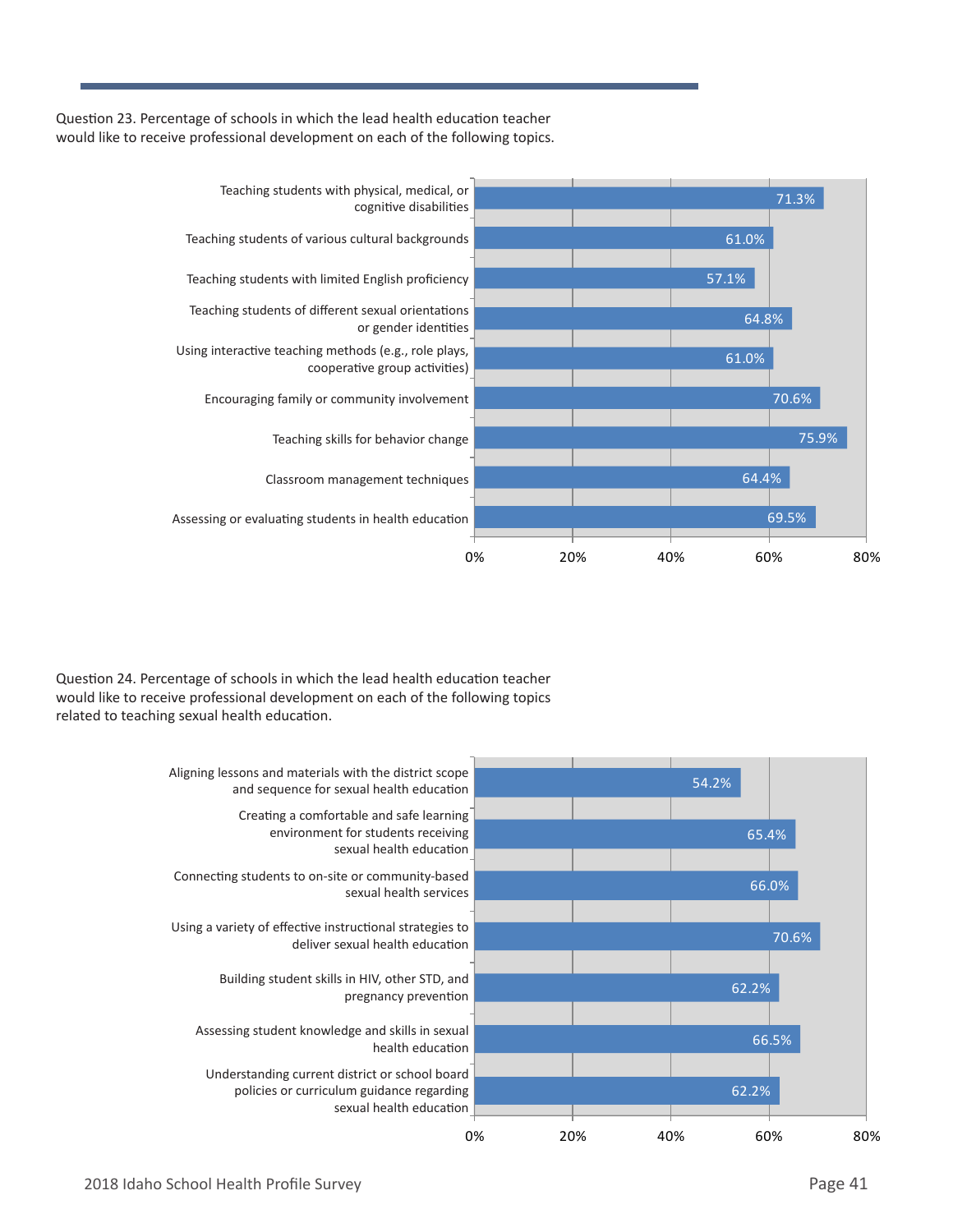Question 23. Percentage of schools in which the lead health education teacher would like to receive professional development on each of the following topics.

| Topic | Percentage |
| --- | --- |
| Teaching students with physical, medical, or cognitive disabilities | 71.3% |
| Teaching students of various cultural backgrounds | 61.0% |
| Teaching students with limited English proficiency | 57.1% |
| Teaching students of different sexual orientations or gender identities | 64.8% |
| Using interactive teaching methods (e.g., role plays, cooperative group activities) | 61.0% |
| Encouraging family or community involvement | 70.6% |
| Teaching skills for behavior change | 75.9% |
| Classroom management techniques | 64.4% |
| Assessing or evaluating students in health education | 69.5% |

Question 24. Percentage of schools in which the lead health education teacher would like to receive professional development on each of the following topics related to teaching sexual health education.

| Topic | Percentage |
| --- | --- |
| Aligning lessons and materials with the district scope and sequence for sexual health education | 54.2% |
| Creating a comfortable and safe learning environment for students receiving sexual health education | 65.4% |
| Connecting students to on-site or community-based sexual health services | 66.0% |
| Using a variety of effective instructional strategies to deliver sexual health education | 70.6% |
| Building student skills in HIV, other STD, and pregnancy prevention | 62.2% |
| Assessing student knowledge and skills in sexual health education | 66.5% |
| Understanding current district or school board policies or curriculum guidance regarding sexual health education | 62.2% |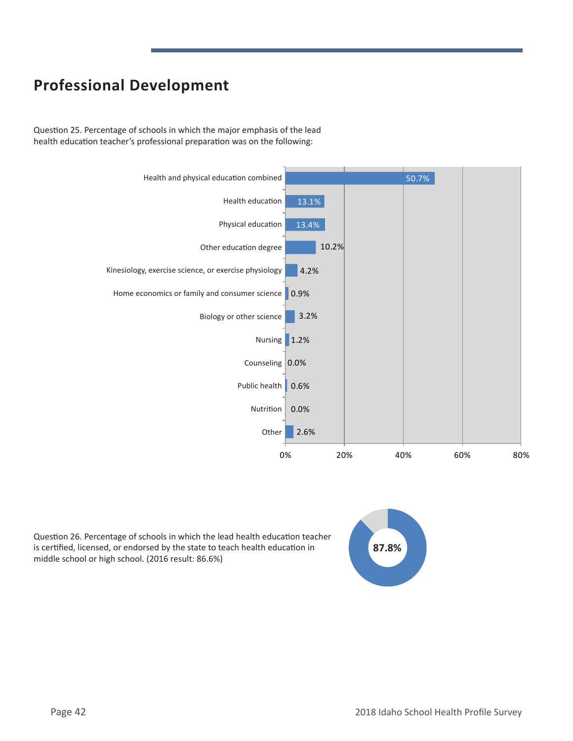## Professional Development

Question 25. Percentage of schools in which the major emphasis of the lead health education teacher's professional preparation was on the following:

| Category | Percentage |
|---|---|
| Health and physical education combined | 50.7% |
| Health education | 13.1% |
| Physical education | 13.4% |
| Other education degree | 10.2% |
| Kinesiology, exercise science, or exercise physiology | 4.2% |
| Home economics or family and consumer science | 0.9% |
| Biology or other science | 3.2% |
| Nursing | 1.2% |
| Counseling | 0.0% |
| Public health | 0.6% |
| Nutrition | 0.0% |
| Other | 2.6% |

Question 26. Percentage of schools in which the lead health education teacher is certified, licensed, or endorsed by the state to teach health education in middle school or high school. (2016 result: 86.6%)

87.8%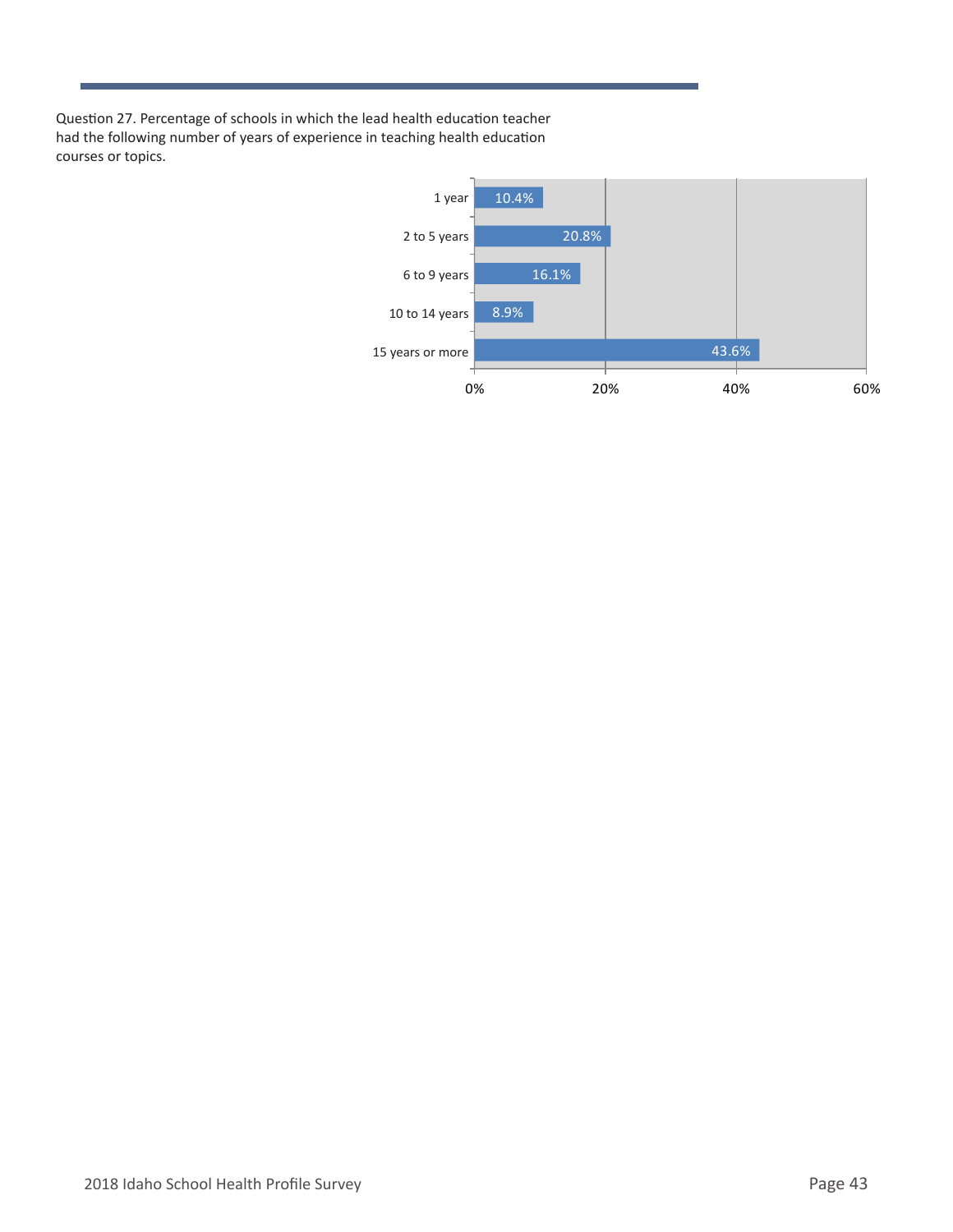Question 27. Percentage of schools in which the lead health education teacher had the following number of years of experience in teaching health education courses or topics.

1 year
10.4%
2 to 5 years
20.8%
6 to 9 years
16.1%
10 to 14 years
8.9%
15 years or more
43.6%

0%
20%
40%
60%